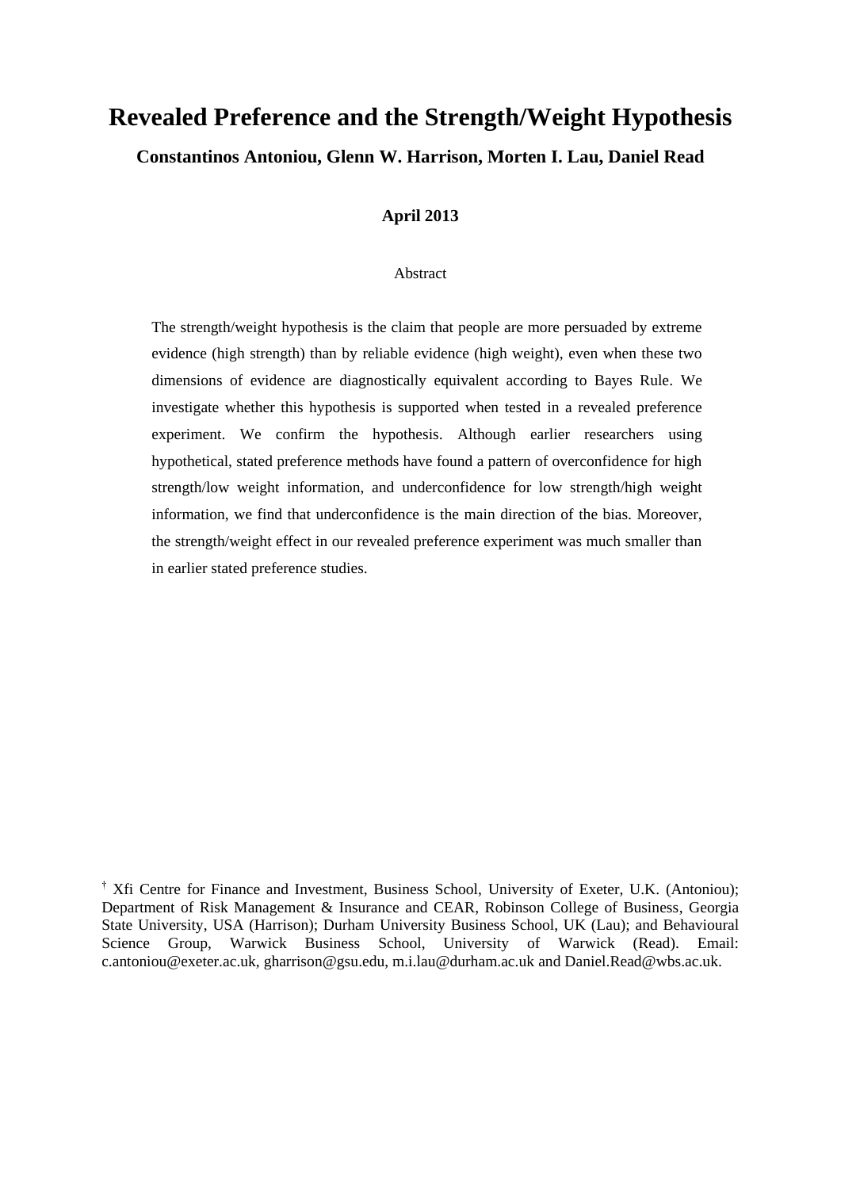# Revealed Preference and the Strength/Weight Hypothesis

**Constantinos Antoniou, Glenn W. Harrison, Morten I. Lau, Daniel Read**

**April 2013**

Abstract

The strength/weight hypothesis is the claim that people are more persuaded by extreme evidence (high strength) than by reliable evidence (high weight), even when these two dimensions of evidence are diagnostically equivalent according to Bayes Rule. We investigate whether this hypothesis is supported when tested in a revealed preference experiment. We confirm the hypothesis. Although earlier researchers using hypothetical, stated preference methods have found a pattern of overconfidence for high strength/low weight information, and underconfidence for low strength/high weight information, we find that underconfidence is the main direction of the bias. Moreover, the strength/weight effect in our revealed preference experiment was much smaller than in earlier stated preference studies.

[†] Xfi Centre for Finance and Investment, Business School, University of Exeter, U.K. (Antoniou); Department of Risk Management & Insurance and CEAR, Robinson College of Business, Georgia State University, USA (Harrison); Durham University Business School, UK (Lau); and Behavioural Science Group, Warwick Business School, University of Warwick (Read). Email: c.antoniou@exeter.ac.uk, gharrison@gsu.edu, m.i.lau@durham.ac.uk and Daniel.Read@wbs.ac.uk.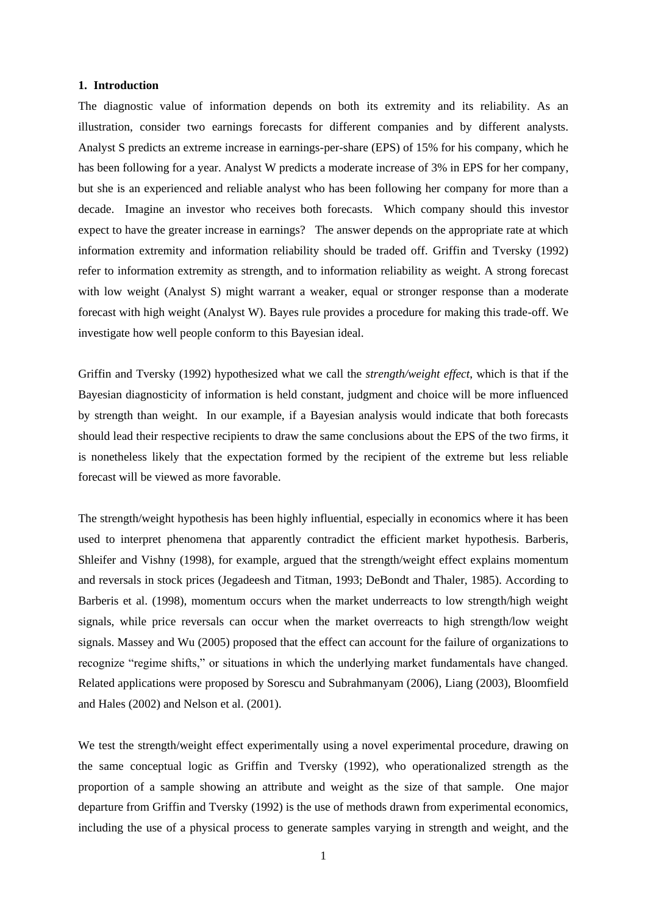## 1. Introduction

The diagnostic value of information depends on both its extremity and its reliability. As an illustration, consider two earnings forecasts for different companies and by different analysts. Analyst S predicts an extreme increase in earnings-per-share (EPS) of 15% for his company, which he has been following for a year. Analyst W predicts a moderate increase of 3% in EPS for her company, but she is an experienced and reliable analyst who has been following her company for more than a decade. Imagine an investor who receives both forecasts. Which company should this investor expect to have the greater increase in earnings? The answer depends on the appropriate rate at which information extremity and information reliability should be traded off. Griffin and Tversky (1992) refer to information extremity as strength, and to information reliability as weight. A strong forecast with low weight (Analyst S) might warrant a weaker, equal or stronger response than a moderate forecast with high weight (Analyst W). Bayes rule provides a procedure for making this trade-off. We investigate how well people conform to this Bayesian ideal.

Griffin and Tversky (1992) hypothesized what we call the *strength/weight effect*, which is that if the Bayesian diagnosticity of information is held constant, judgment and choice will be more influenced by strength than weight. In our example, if a Bayesian analysis would indicate that both forecasts should lead their respective recipients to draw the same conclusions about the EPS of the two firms, it is nonetheless likely that the expectation formed by the recipient of the extreme but less reliable forecast will be viewed as more favorable.

The strength/weight hypothesis has been highly influential, especially in economics where it has been used to interpret phenomena that apparently contradict the efficient market hypothesis. Barberis, Shleifer and Vishny (1998), for example, argued that the strength/weight effect explains momentum and reversals in stock prices (Jegadeesh and Titman, 1993; DeBondt and Thaler, 1985). According to Barberis et al. (1998), momentum occurs when the market underreacts to low strength/high weight signals, while price reversals can occur when the market overreacts to high strength/low weight signals. Massey and Wu (2005) proposed that the effect can account for the failure of organizations to recognize "regime shifts," or situations in which the underlying market fundamentals have changed. Related applications were proposed by Sorescu and Subrahmanyam (2006), Liang (2003), Bloomfield and Hales (2002) and Nelson et al. (2001).

We test the strength/weight effect experimentally using a novel experimental procedure, drawing on the same conceptual logic as Griffin and Tversky (1992), who operationalized strength as the proportion of a sample showing an attribute and weight as the size of that sample. One major departure from Griffin and Tversky (1992) is the use of methods drawn from experimental economics, including the use of a physical process to generate samples varying in strength and weight, and the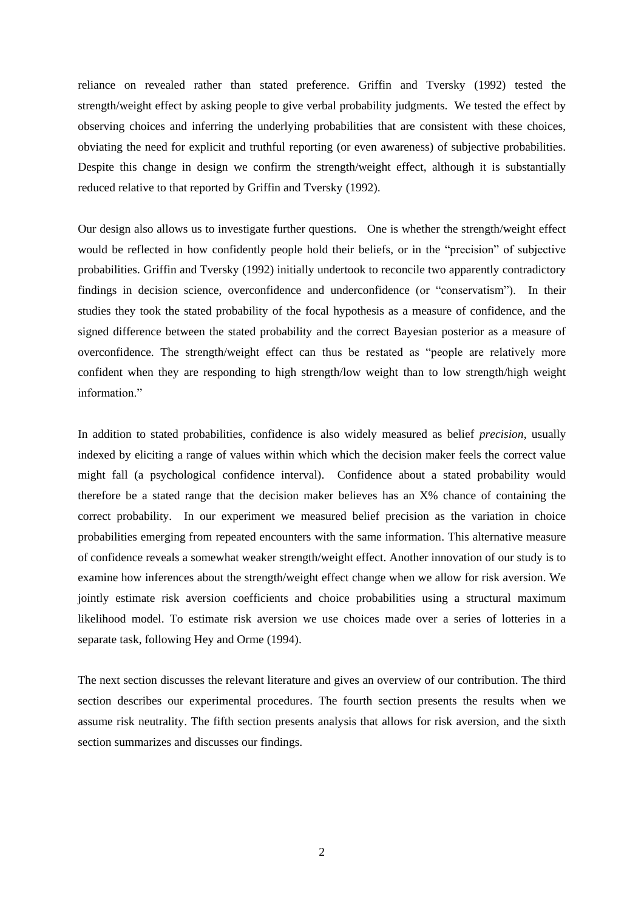reliance on revealed rather than stated preference. Griffin and Tversky (1992) tested the strength/weight effect by asking people to give verbal probability judgments. We tested the effect by observing choices and inferring the underlying probabilities that are consistent with these choices, obviating the need for explicit and truthful reporting (or even awareness) of subjective probabilities. Despite this change in design we confirm the strength/weight effect, although it is substantially reduced relative to that reported by Griffin and Tversky (1992).

Our design also allows us to investigate further questions. One is whether the strength/weight effect would be reflected in how confidently people hold their beliefs, or in the "precision" of subjective probabilities. Griffin and Tversky (1992) initially undertook to reconcile two apparently contradictory findings in decision science, overconfidence and underconfidence (or "conservatism"). In their studies they took the stated probability of the focal hypothesis as a measure of confidence, and the signed difference between the stated probability and the correct Bayesian posterior as a measure of overconfidence. The strength/weight effect can thus be restated as "people are relatively more confident when they are responding to high strength/low weight than to low strength/high weight information."

In addition to stated probabilities, confidence is also widely measured as belief *precision*, usually indexed by eliciting a range of values within which which the decision maker feels the correct value might fall (a psychological confidence interval). Confidence about a stated probability would therefore be a stated range that the decision maker believes has an X% chance of containing the correct probability. In our experiment we measured belief precision as the variation in choice probabilities emerging from repeated encounters with the same information. This alternative measure of confidence reveals a somewhat weaker strength/weight effect. Another innovation of our study is to examine how inferences about the strength/weight effect change when we allow for risk aversion. We jointly estimate risk aversion coefficients and choice probabilities using a structural maximum likelihood model. To estimate risk aversion we use choices made over a series of lotteries in a separate task, following Hey and Orme (1994).

The next section discusses the relevant literature and gives an overview of our contribution. The third section describes our experimental procedures. The fourth section presents the results when we assume risk neutrality. The fifth section presents analysis that allows for risk aversion, and the sixth section summarizes and discusses our findings.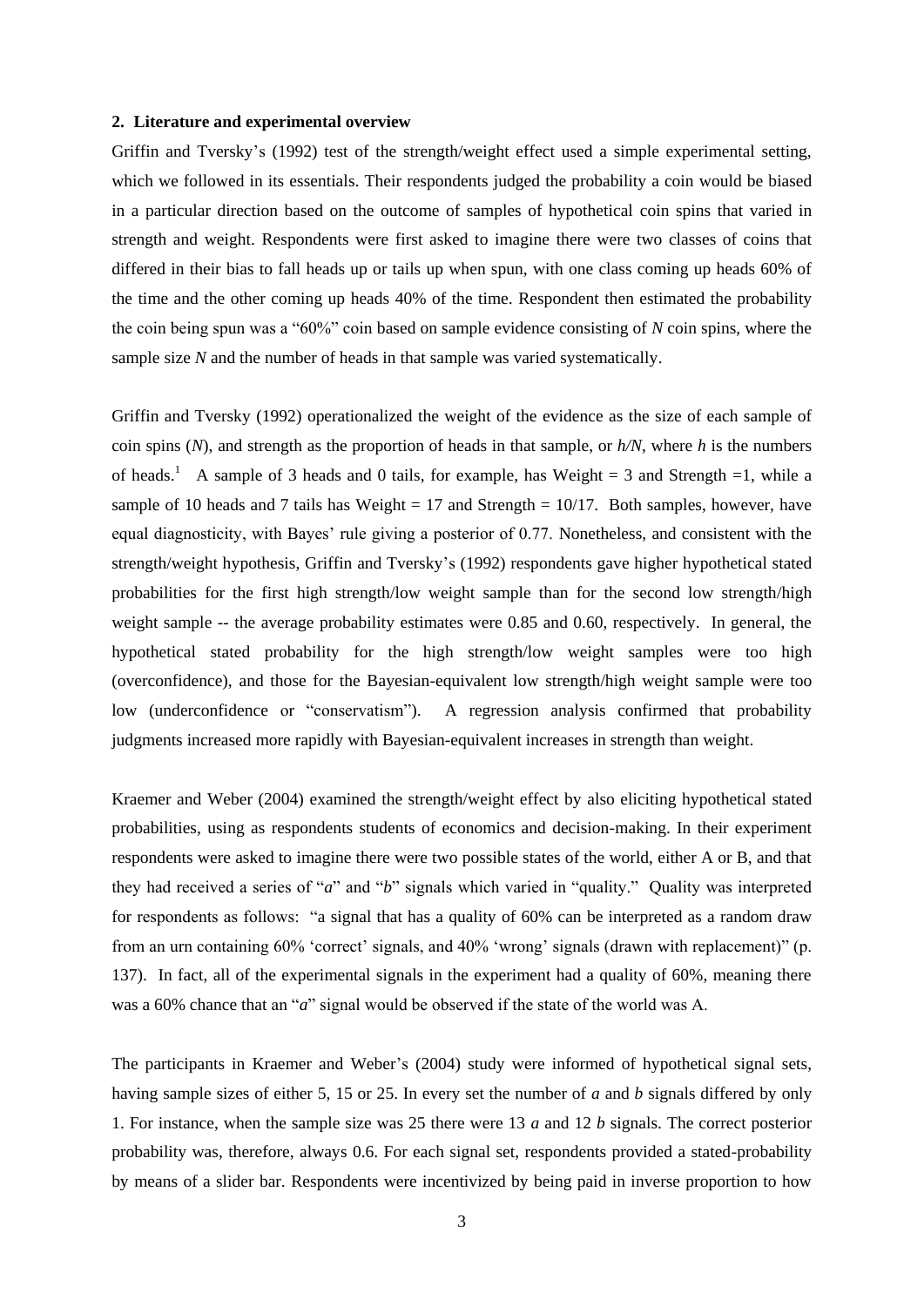**2. Literature and experimental overview**

Griffin and Tversky's (1992) test of the strength/weight effect used a simple experimental setting, which we followed in its essentials. Their respondents judged the probability a coin would be biased in a particular direction based on the outcome of samples of hypothetical coin spins that varied in strength and weight. Respondents were first asked to imagine there were two classes of coins that differed in their bias to fall heads up or tails up when spun, with one class coming up heads 60% of the time and the other coming up heads 40% of the time. Respondent then estimated the probability the coin being spun was a "60%" coin based on sample evidence consisting of *N* coin spins, where the sample size *N* and the number of heads in that sample was varied systematically.

Griffin and Tversky (1992) operationalized the weight of the evidence as the size of each sample of coin spins (*N*), and strength as the proportion of heads in that sample, or *h/N*, where *h* is the numbers of heads.[1] A sample of 3 heads and 0 tails, for example, has Weight = 3 and Strength =1, while a sample of 10 heads and 7 tails has Weight = 17 and Strength = 10/17. Both samples, however, have equal diagnosticity, with Bayes' rule giving a posterior of 0.77. Nonetheless, and consistent with the strength/weight hypothesis, Griffin and Tversky's (1992) respondents gave higher hypothetical stated probabilities for the first high strength/low weight sample than for the second low strength/high weight sample -- the average probability estimates were 0.85 and 0.60, respectively. In general, the hypothetical stated probability for the high strength/low weight samples were too high (overconfidence), and those for the Bayesian-equivalent low strength/high weight sample were too low (underconfidence or "conservatism"). A regression analysis confirmed that probability judgments increased more rapidly with Bayesian-equivalent increases in strength than weight.

Kraemer and Weber (2004) examined the strength/weight effect by also eliciting hypothetical stated probabilities, using as respondents students of economics and decision-making. In their experiment respondents were asked to imagine there were two possible states of the world, either A or B, and that they had received a series of "*a*" and "*b*" signals which varied in "quality." Quality was interpreted for respondents as follows: "a signal that has a quality of 60% can be interpreted as a random draw from an urn containing 60% 'correct' signals, and 40% 'wrong' signals (drawn with replacement)" (p. 137). In fact, all of the experimental signals in the experiment had a quality of 60%, meaning there was a 60% chance that an "*a*" signal would be observed if the state of the world was A.

The participants in Kraemer and Weber's (2004) study were informed of hypothetical signal sets, having sample sizes of either 5, 15 or 25. In every set the number of *a* and *b* signals differed by only 1. For instance, when the sample size was 25 there were 13 *a* and 12 *b* signals. The correct posterior probability was, therefore, always 0.6. For each signal set, respondents provided a stated-probability by means of a slider bar. Respondents were incentivized by being paid in inverse proportion to how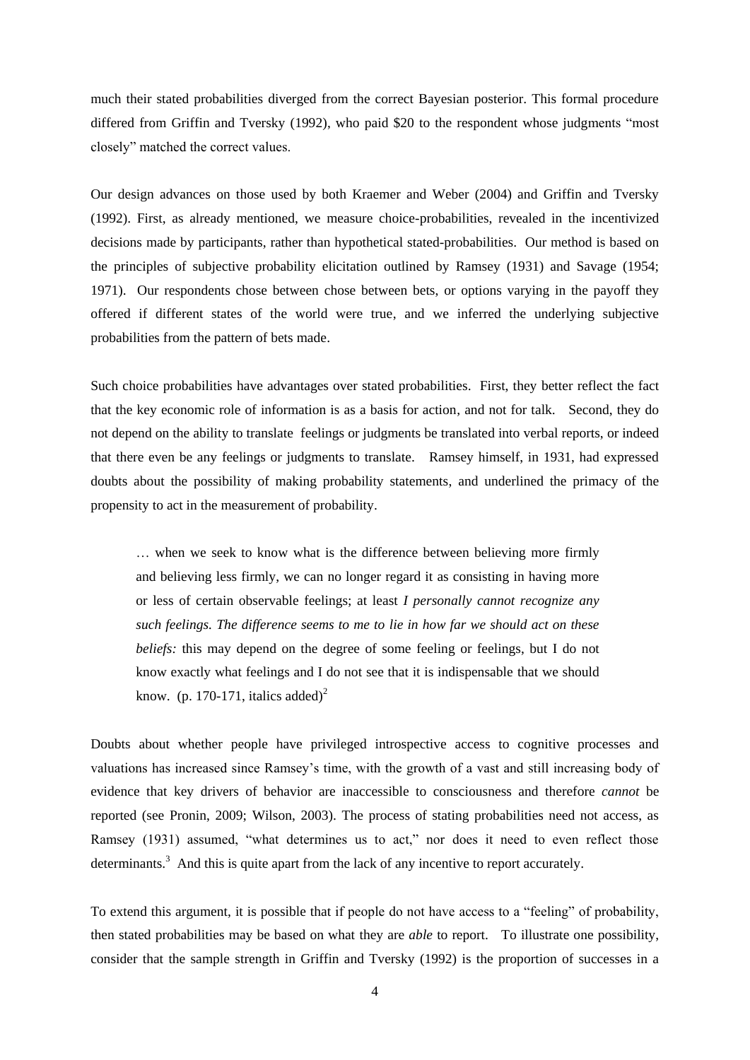much their stated probabilities diverged from the correct Bayesian posterior. This formal procedure differed from Griffin and Tversky (1992), who paid \$20 to the respondent whose judgments "most closely" matched the correct values.

Our design advances on those used by both Kraemer and Weber (2004) and Griffin and Tversky (1992). First, as already mentioned, we measure choice-probabilities, revealed in the incentivized decisions made by participants, rather than hypothetical stated-probabilities. Our method is based on the principles of subjective probability elicitation outlined by Ramsey (1931) and Savage (1954; 1971). Our respondents chose between chose between bets, or options varying in the payoff they offered if different states of the world were true, and we inferred the underlying subjective probabilities from the pattern of bets made.

Such choice probabilities have advantages over stated probabilities. First, they better reflect the fact that the key economic role of information is as a basis for action, and not for talk. Second, they do not depend on the ability to translate feelings or judgments be translated into verbal reports, or indeed that there even be any feelings or judgments to translate. Ramsey himself, in 1931, had expressed doubts about the possibility of making probability statements, and underlined the primacy of the propensity to act in the measurement of probability.

> … when we seek to know what is the difference between believing more firmly and believing less firmly, we can no longer regard it as consisting in having more or less of certain observable feelings; at least *I personally cannot recognize any such feelings. The difference seems to me to lie in how far we should act on these beliefs:* this may depend on the degree of some feeling or feelings, but I do not know exactly what feelings and I do not see that it is indispensable that we should know. (p. 170-171, italics added)[2]

Doubts about whether people have privileged introspective access to cognitive processes and valuations has increased since Ramsey's time, with the growth of a vast and still increasing body of evidence that key drivers of behavior are inaccessible to consciousness and therefore *cannot* be reported (see Pronin, 2009; Wilson, 2003). The process of stating probabilities need not access, as Ramsey (1931) assumed, "what determines us to act," nor does it need to even reflect those determinants.[3] And this is quite apart from the lack of any incentive to report accurately.

To extend this argument, it is possible that if people do not have access to a "feeling" of probability, then stated probabilities may be based on what they are *able* to report. To illustrate one possibility, consider that the sample strength in Griffin and Tversky (1992) is the proportion of successes in a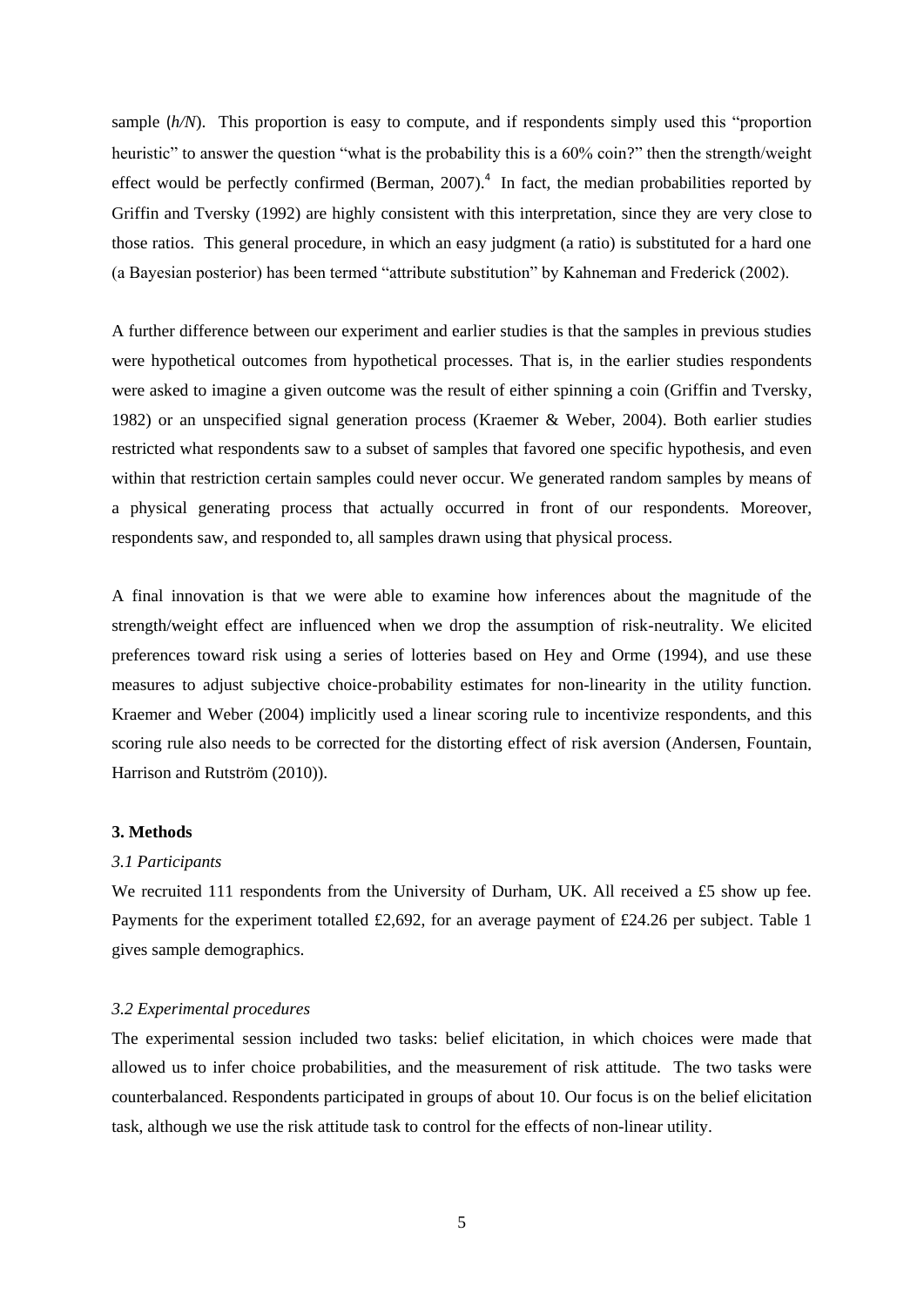sample (*h/N*). This proportion is easy to compute, and if respondents simply used this "proportion heuristic" to answer the question "what is the probability this is a 60% coin?" then the strength/weight effect would be perfectly confirmed (Berman, 2007).[4] In fact, the median probabilities reported by Griffin and Tversky (1992) are highly consistent with this interpretation, since they are very close to those ratios. This general procedure, in which an easy judgment (a ratio) is substituted for a hard one (a Bayesian posterior) has been termed "attribute substitution" by Kahneman and Frederick (2002).

A further difference between our experiment and earlier studies is that the samples in previous studies were hypothetical outcomes from hypothetical processes. That is, in the earlier studies respondents were asked to imagine a given outcome was the result of either spinning a coin (Griffin and Tversky, 1982) or an unspecified signal generation process (Kraemer & Weber, 2004). Both earlier studies restricted what respondents saw to a subset of samples that favored one specific hypothesis, and even within that restriction certain samples could never occur. We generated random samples by means of a physical generating process that actually occurred in front of our respondents. Moreover, respondents saw, and responded to, all samples drawn using that physical process.

A final innovation is that we were able to examine how inferences about the magnitude of the strength/weight effect are influenced when we drop the assumption of risk-neutrality. We elicited preferences toward risk using a series of lotteries based on Hey and Orme (1994), and use these measures to adjust subjective choice-probability estimates for non-linearity in the utility function. Kraemer and Weber (2004) implicitly used a linear scoring rule to incentivize respondents, and this scoring rule also needs to be corrected for the distorting effect of risk aversion (Andersen, Fountain, Harrison and Rutström (2010)).

## 3. Methods

### *3.1 Participants*

We recruited 111 respondents from the University of Durham, UK. All received a £5 show up fee. Payments for the experiment totalled £2,692, for an average payment of £24.26 per subject. Table 1 gives sample demographics.

### *3.2 Experimental procedures*

The experimental session included two tasks: belief elicitation, in which choices were made that allowed us to infer choice probabilities, and the measurement of risk attitude. The two tasks were counterbalanced. Respondents participated in groups of about 10. Our focus is on the belief elicitation task, although we use the risk attitude task to control for the effects of non-linear utility.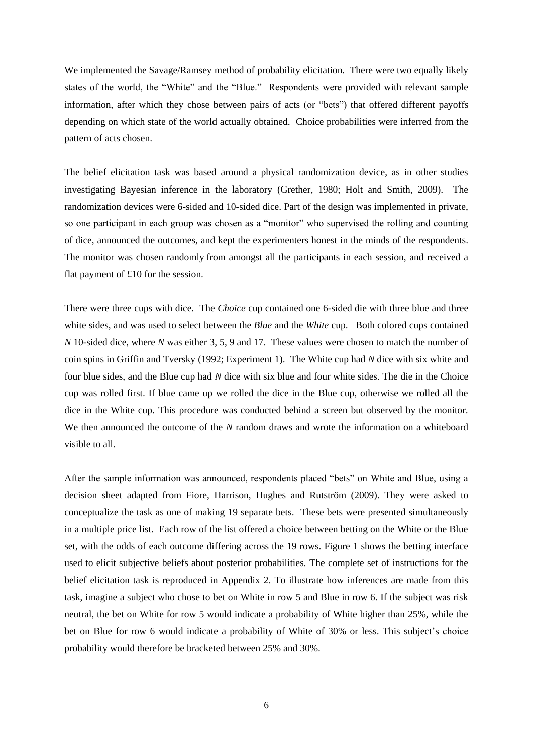We implemented the Savage/Ramsey method of probability elicitation. There were two equally likely states of the world, the "White" and the "Blue." Respondents were provided with relevant sample information, after which they chose between pairs of acts (or "bets") that offered different payoffs depending on which state of the world actually obtained. Choice probabilities were inferred from the pattern of acts chosen.

The belief elicitation task was based around a physical randomization device, as in other studies investigating Bayesian inference in the laboratory (Grether, 1980; Holt and Smith, 2009). The randomization devices were 6-sided and 10-sided dice. Part of the design was implemented in private, so one participant in each group was chosen as a "monitor" who supervised the rolling and counting of dice, announced the outcomes, and kept the experimenters honest in the minds of the respondents. The monitor was chosen randomly from amongst all the participants in each session, and received a flat payment of £10 for the session.

There were three cups with dice. The *Choice* cup contained one 6-sided die with three blue and three white sides, and was used to select between the *Blue* and the *White* cup. Both colored cups contained $N$ 10-sided dice, where $N$ was either 3, 5, 9 and 17. These values were chosen to match the number of coin spins in Griffin and Tversky (1992; Experiment 1). The White cup had $N$ dice with six white and four blue sides, and the Blue cup had $N$ dice with six blue and four white sides. The die in the Choice cup was rolled first. If blue came up we rolled the dice in the Blue cup, otherwise we rolled all the dice in the White cup. This procedure was conducted behind a screen but observed by the monitor. We then announced the outcome of the $N$ random draws and wrote the information on a whiteboard visible to all.

After the sample information was announced, respondents placed "bets" on White and Blue, using a decision sheet adapted from Fiore, Harrison, Hughes and Rutström (2009). They were asked to conceptualize the task as one of making 19 separate bets. These bets were presented simultaneously in a multiple price list. Each row of the list offered a choice between betting on the White or the Blue set, with the odds of each outcome differing across the 19 rows. Figure 1 shows the betting interface used to elicit subjective beliefs about posterior probabilities. The complete set of instructions for the belief elicitation task is reproduced in Appendix 2. To illustrate how inferences are made from this task, imagine a subject who chose to bet on White in row 5 and Blue in row 6. If the subject was risk neutral, the bet on White for row 5 would indicate a probability of White higher than 25%, while the bet on Blue for row 6 would indicate a probability of White of 30% or less. This subject's choice probability would therefore be bracketed between 25% and 30%.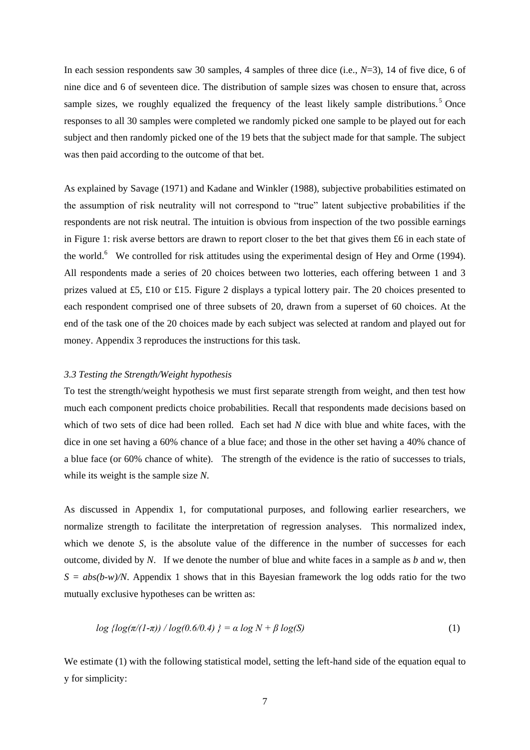In each session respondents saw 30 samples, 4 samples of three dice (i.e., $N$=3), 14 of five dice, 6 of nine dice and 6 of seventeen dice. The distribution of sample sizes was chosen to ensure that, across sample sizes, we roughly equalized the frequency of the least likely sample distributions.[5] Once responses to all 30 samples were completed we randomly picked one sample to be played out for each subject and then randomly picked one of the 19 bets that the subject made for that sample. The subject was then paid according to the outcome of that bet.

As explained by Savage (1971) and Kadane and Winkler (1988), subjective probabilities estimated on the assumption of risk neutrality will not correspond to "true" latent subjective probabilities if the respondents are not risk neutral. The intuition is obvious from inspection of the two possible earnings in Figure 1: risk averse bettors are drawn to report closer to the bet that gives them £6 in each state of the world.[6] We controlled for risk attitudes using the experimental design of Hey and Orme (1994). All respondents made a series of 20 choices between two lotteries, each offering between 1 and 3 prizes valued at £5, £10 or £15. Figure 2 displays a typical lottery pair. The 20 choices presented to each respondent comprised one of three subsets of 20, drawn from a superset of 60 choices. At the end of the task one of the 20 choices made by each subject was selected at random and played out for money. Appendix 3 reproduces the instructions for this task.

### *3.3 Testing the Strength/Weight hypothesis*

To test the strength/weight hypothesis we must first separate strength from weight, and then test how much each component predicts choice probabilities. Recall that respondents made decisions based on which of two sets of dice had been rolled. Each set had $N$ dice with blue and white faces, with the dice in one set having a 60% chance of a blue face; and those in the other set having a 40% chance of a blue face (or 60% chance of white). The strength of the evidence is the ratio of successes to trials, while its weight is the sample size $N$.

As discussed in Appendix 1, for computational purposes, and following earlier researchers, we normalize strength to facilitate the interpretation of regression analyses. This normalized index, which we denote $S$, is the absolute value of the difference in the number of successes for each outcome, divided by $N$. If we denote the number of blue and white faces in a sample as $b$ and $w$, then $S = abs(b-w)/N$. Appendix 1 shows that in this Bayesian framework the log odds ratio for the two mutually exclusive hypotheses can be written as:

$$\log \{\log(\pi/(1-\pi)) / \log(0.6/0.4)\} = \alpha \log N + \beta \log(S) \tag{1}$$

We estimate (1) with the following statistical model, setting the left-hand side of the equation equal to y for simplicity: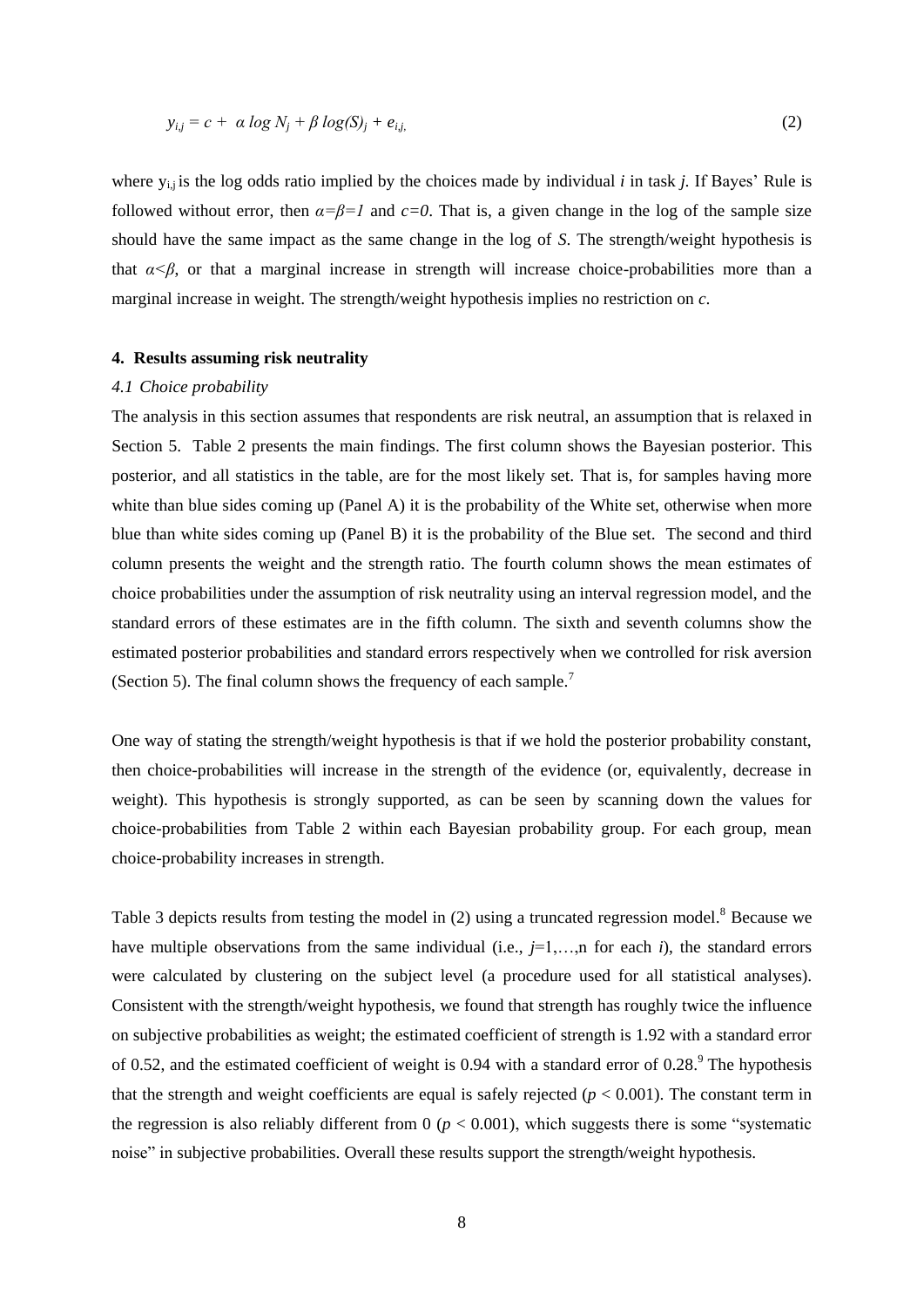$$y_{i,j} = c + \alpha \log N_j + \beta \log(S)_j + e_{i,j,} \tag{2}$$

where $y_{i,j}$ is the log odds ratio implied by the choices made by individual *i* in task *j*. If Bayes' Rule is followed without error, then $\alpha=\beta=1$ and $c=0$. That is, a given change in the log of the sample size should have the same impact as the same change in the log of *S*. The strength/weight hypothesis is that $\alpha<\beta$, or that a marginal increase in strength will increase choice-probabilities more than a marginal increase in weight. The strength/weight hypothesis implies no restriction on *c*.

## 4. Results assuming risk neutrality

### *4.1 Choice probability*

The analysis in this section assumes that respondents are risk neutral, an assumption that is relaxed in Section 5. Table 2 presents the main findings. The first column shows the Bayesian posterior. This posterior, and all statistics in the table, are for the most likely set. That is, for samples having more white than blue sides coming up (Panel A) it is the probability of the White set, otherwise when more blue than white sides coming up (Panel B) it is the probability of the Blue set. The second and third column presents the weight and the strength ratio. The fourth column shows the mean estimates of choice probabilities under the assumption of risk neutrality using an interval regression model, and the standard errors of these estimates are in the fifth column. The sixth and seventh columns show the estimated posterior probabilities and standard errors respectively when we controlled for risk aversion (Section 5). The final column shows the frequency of each sample.[7]

One way of stating the strength/weight hypothesis is that if we hold the posterior probability constant, then choice-probabilities will increase in the strength of the evidence (or, equivalently, decrease in weight). This hypothesis is strongly supported, as can be seen by scanning down the values for choice-probabilities from Table 2 within each Bayesian probability group. For each group, mean choice-probability increases in strength.

Table 3 depicts results from testing the model in (2) using a truncated regression model.[8] Because we have multiple observations from the same individual (i.e., $j$=1,…,n for each $i$), the standard errors were calculated by clustering on the subject level (a procedure used for all statistical analyses). Consistent with the strength/weight hypothesis, we found that strength has roughly twice the influence on subjective probabilities as weight; the estimated coefficient of strength is 1.92 with a standard error of 0.52, and the estimated coefficient of weight is 0.94 with a standard error of 0.28.[9] The hypothesis that the strength and weight coefficients are equal is safely rejected ($p < 0.001$). The constant term in the regression is also reliably different from 0 ($p < 0.001$), which suggests there is some "systematic noise" in subjective probabilities. Overall these results support the strength/weight hypothesis.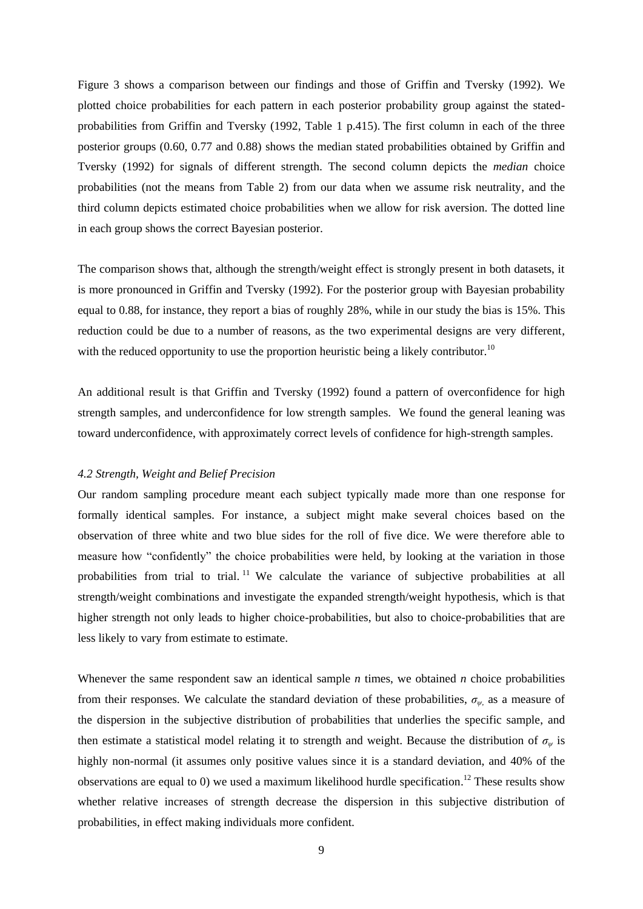Figure 3 shows a comparison between our findings and those of Griffin and Tversky (1992). We plotted choice probabilities for each pattern in each posterior probability group against the stated-probabilities from Griffin and Tversky (1992, Table 1 p.415). The first column in each of the three posterior groups (0.60, 0.77 and 0.88) shows the median stated probabilities obtained by Griffin and Tversky (1992) for signals of different strength. The second column depicts the *median* choice probabilities (not the means from Table 2) from our data when we assume risk neutrality, and the third column depicts estimated choice probabilities when we allow for risk aversion. The dotted line in each group shows the correct Bayesian posterior.

The comparison shows that, although the strength/weight effect is strongly present in both datasets, it is more pronounced in Griffin and Tversky (1992). For the posterior group with Bayesian probability equal to 0.88, for instance, they report a bias of roughly 28%, while in our study the bias is 15%. This reduction could be due to a number of reasons, as the two experimental designs are very different, with the reduced opportunity to use the proportion heuristic being a likely contributor.[10]

An additional result is that Griffin and Tversky (1992) found a pattern of overconfidence for high strength samples, and underconfidence for low strength samples. We found the general leaning was toward underconfidence, with approximately correct levels of confidence for high-strength samples.

*4.2 Strength, Weight and Belief Precision*

Our random sampling procedure meant each subject typically made more than one response for formally identical samples. For instance, a subject might make several choices based on the observation of three white and two blue sides for the roll of five dice. We were therefore able to measure how "confidently" the choice probabilities were held, by looking at the variation in those probabilities from trial to trial.[11] We calculate the variance of subjective probabilities at all strength/weight combinations and investigate the expanded strength/weight hypothesis, which is that higher strength not only leads to higher choice-probabilities, but also to choice-probabilities that are less likely to vary from estimate to estimate.

Whenever the same respondent saw an identical sample *n* times, we obtained *n* choice probabilities from their responses. We calculate the standard deviation of these probabilities, $\sigma_\psi$, as a measure of the dispersion in the subjective distribution of probabilities that underlies the specific sample, and then estimate a statistical model relating it to strength and weight. Because the distribution of $\sigma_\psi$ is highly non-normal (it assumes only positive values since it is a standard deviation, and 40% of the observations are equal to 0) we used a maximum likelihood hurdle specification.[12] These results show whether relative increases of strength decrease the dispersion in this subjective distribution of probabilities, in effect making individuals more confident.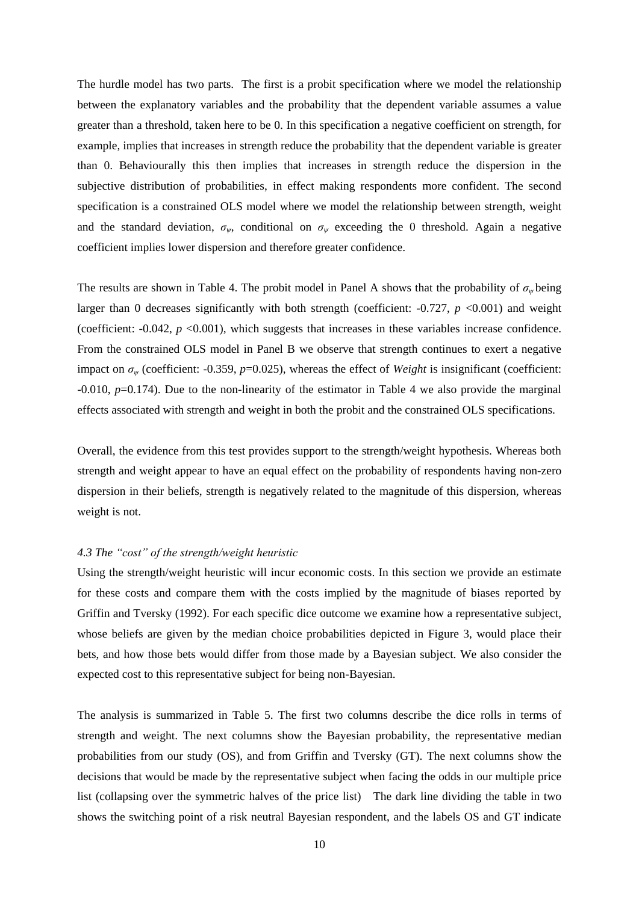The hurdle model has two parts. The first is a probit specification where we model the relationship between the explanatory variables and the probability that the dependent variable assumes a value greater than a threshold, taken here to be 0. In this specification a negative coefficient on strength, for example, implies that increases in strength reduce the probability that the dependent variable is greater than 0. Behaviourally this then implies that increases in strength reduce the dispersion in the subjective distribution of probabilities, in effect making respondents more confident. The second specification is a constrained OLS model where we model the relationship between strength, weight and the standard deviation, $\sigma_\psi$, conditional on $\sigma_\psi$ exceeding the 0 threshold. Again a negative coefficient implies lower dispersion and therefore greater confidence.

The results are shown in Table 4. The probit model in Panel A shows that the probability of $\sigma_\psi$ being larger than 0 decreases significantly with both strength (coefficient: -0.727, $p$ <0.001) and weight (coefficient: -0.042, $p$ <0.001), which suggests that increases in these variables increase confidence. From the constrained OLS model in Panel B we observe that strength continues to exert a negative impact on $\sigma_\psi$ (coefficient: -0.359, $p$=0.025), whereas the effect of *Weight* is insignificant (coefficient: -0.010, $p$=0.174). Due to the non-linearity of the estimator in Table 4 we also provide the marginal effects associated with strength and weight in both the probit and the constrained OLS specifications.

Overall, the evidence from this test provides support to the strength/weight hypothesis. Whereas both strength and weight appear to have an equal effect on the probability of respondents having non-zero dispersion in their beliefs, strength is negatively related to the magnitude of this dispersion, whereas weight is not.

#### *4.3 The "cost" of the strength/weight heuristic*

Using the strength/weight heuristic will incur economic costs. In this section we provide an estimate for these costs and compare them with the costs implied by the magnitude of biases reported by Griffin and Tversky (1992). For each specific dice outcome we examine how a representative subject, whose beliefs are given by the median choice probabilities depicted in Figure 3, would place their bets, and how those bets would differ from those made by a Bayesian subject. We also consider the expected cost to this representative subject for being non-Bayesian.

The analysis is summarized in Table 5. The first two columns describe the dice rolls in terms of strength and weight. The next columns show the Bayesian probability, the representative median probabilities from our study (OS), and from Griffin and Tversky (GT). The next columns show the decisions that would be made by the representative subject when facing the odds in our multiple price list (collapsing over the symmetric halves of the price list) The dark line dividing the table in two shows the switching point of a risk neutral Bayesian respondent, and the labels OS and GT indicate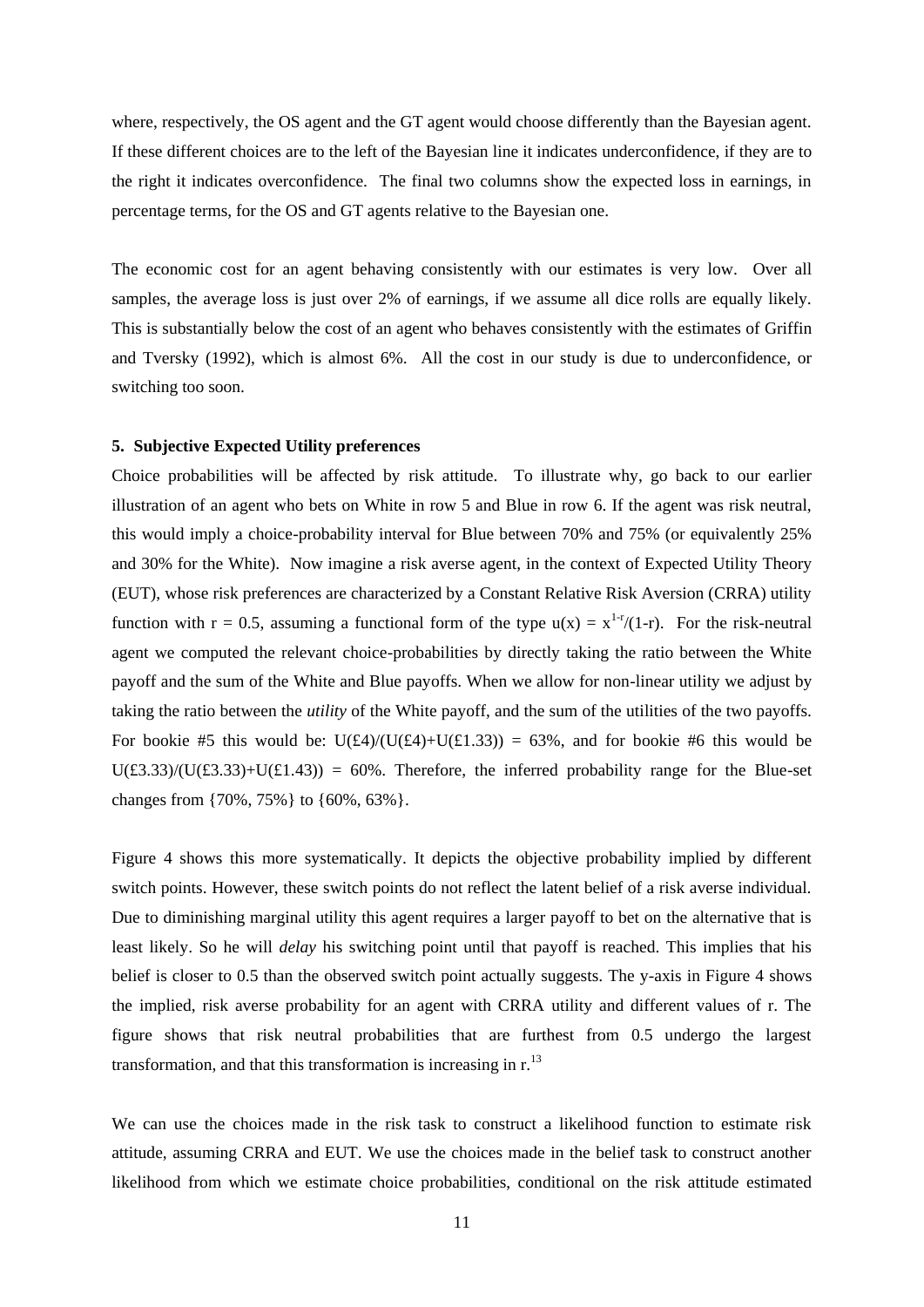where, respectively, the OS agent and the GT agent would choose differently than the Bayesian agent. If these different choices are to the left of the Bayesian line it indicates underconfidence, if they are to the right it indicates overconfidence. The final two columns show the expected loss in earnings, in percentage terms, for the OS and GT agents relative to the Bayesian one.

The economic cost for an agent behaving consistently with our estimates is very low. Over all samples, the average loss is just over 2% of earnings, if we assume all dice rolls are equally likely. This is substantially below the cost of an agent who behaves consistently with the estimates of Griffin and Tversky (1992), which is almost 6%. All the cost in our study is due to underconfidence, or switching too soon.

### 5. Subjective Expected Utility preferences

Choice probabilities will be affected by risk attitude. To illustrate why, go back to our earlier illustration of an agent who bets on White in row 5 and Blue in row 6. If the agent was risk neutral, this would imply a choice-probability interval for Blue between 70% and 75% (or equivalently 25% and 30% for the White). Now imagine a risk averse agent, in the context of Expected Utility Theory (EUT), whose risk preferences are characterized by a Constant Relative Risk Aversion (CRRA) utility function with $r = 0.5$, assuming a functional form of the type $u(x) = x^{1-r}/(1-r)$. For the risk-neutral agent we computed the relevant choice-probabilities by directly taking the ratio between the White payoff and the sum of the White and Blue payoffs. When we allow for non-linear utility we adjust by taking the ratio between the *utility* of the White payoff, and the sum of the utilities of the two payoffs. For bookie #5 this would be: U(£4)/(U(£4)+U(£1.33)) = 63%, and for bookie #6 this would be U(£3.33)/(U(£3.33)+U(£1.43)) = 60%. Therefore, the inferred probability range for the Blue-set changes from {70%, 75%} to {60%, 63%}.

Figure 4 shows this more systematically. It depicts the objective probability implied by different switch points. However, these switch points do not reflect the latent belief of a risk averse individual. Due to diminishing marginal utility this agent requires a larger payoff to bet on the alternative that is least likely. So he will *delay* his switching point until that payoff is reached. This implies that his belief is closer to 0.5 than the observed switch point actually suggests. The y-axis in Figure 4 shows the implied, risk averse probability for an agent with CRRA utility and different values of r. The figure shows that risk neutral probabilities that are furthest from 0.5 undergo the largest transformation, and that this transformation is increasing in r.[13]

We can use the choices made in the risk task to construct a likelihood function to estimate risk attitude, assuming CRRA and EUT. We use the choices made in the belief task to construct another likelihood from which we estimate choice probabilities, conditional on the risk attitude estimated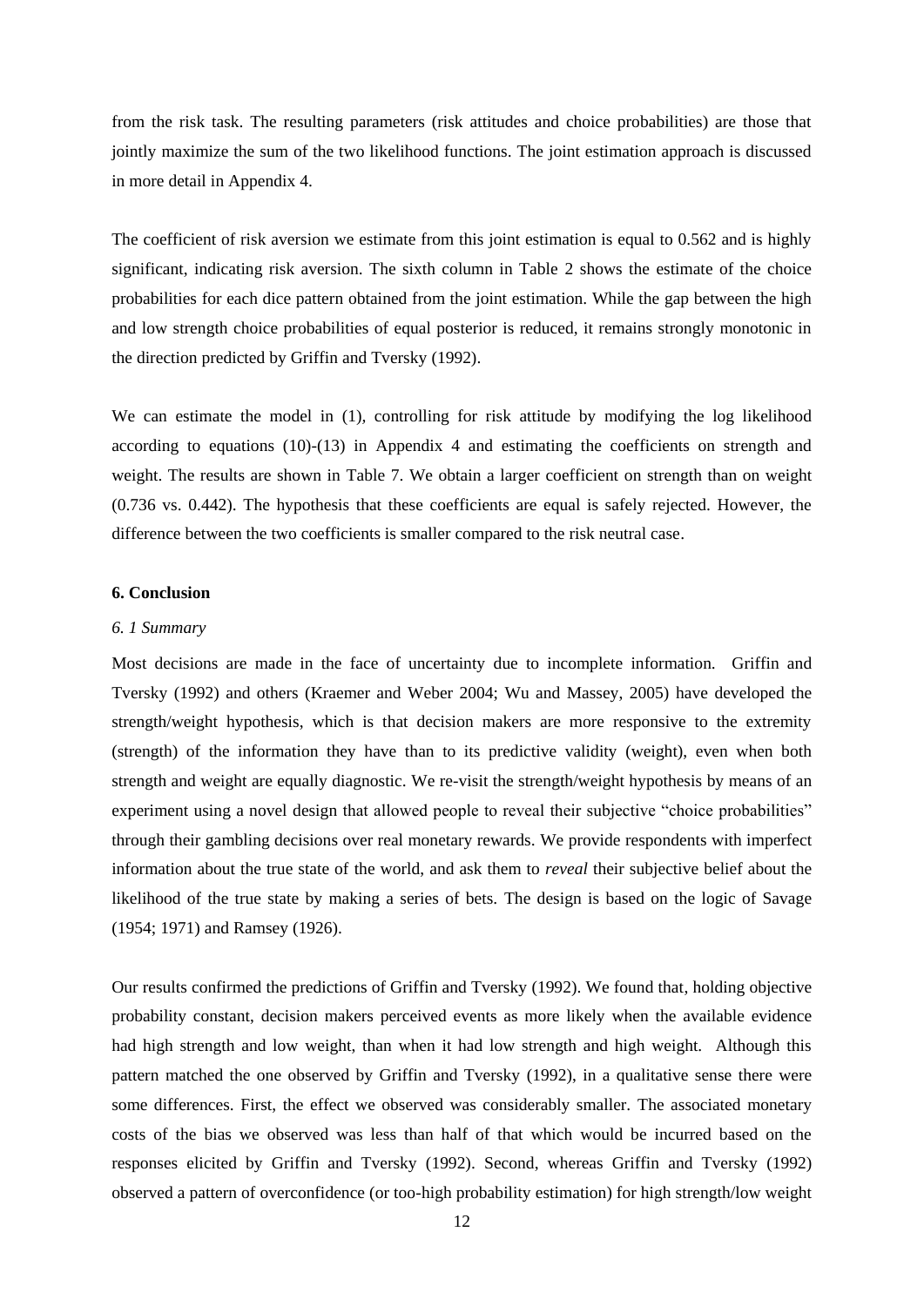from the risk task. The resulting parameters (risk attitudes and choice probabilities) are those that jointly maximize the sum of the two likelihood functions. The joint estimation approach is discussed in more detail in Appendix 4.

The coefficient of risk aversion we estimate from this joint estimation is equal to 0.562 and is highly significant, indicating risk aversion. The sixth column in Table 2 shows the estimate of the choice probabilities for each dice pattern obtained from the joint estimation. While the gap between the high and low strength choice probabilities of equal posterior is reduced, it remains strongly monotonic in the direction predicted by Griffin and Tversky (1992).

We can estimate the model in (1), controlling for risk attitude by modifying the log likelihood according to equations (10)-(13) in Appendix 4 and estimating the coefficients on strength and weight. The results are shown in Table 7. We obtain a larger coefficient on strength than on weight (0.736 vs. 0.442). The hypothesis that these coefficients are equal is safely rejected. However, the difference between the two coefficients is smaller compared to the risk neutral case.

## 6. Conclusion

### *6. 1 Summary*

Most decisions are made in the face of uncertainty due to incomplete information. Griffin and Tversky (1992) and others (Kraemer and Weber 2004; Wu and Massey, 2005) have developed the strength/weight hypothesis, which is that decision makers are more responsive to the extremity (strength) of the information they have than to its predictive validity (weight), even when both strength and weight are equally diagnostic. We re-visit the strength/weight hypothesis by means of an experiment using a novel design that allowed people to reveal their subjective "choice probabilities" through their gambling decisions over real monetary rewards. We provide respondents with imperfect information about the true state of the world, and ask them to *reveal* their subjective belief about the likelihood of the true state by making a series of bets. The design is based on the logic of Savage (1954; 1971) and Ramsey (1926).

Our results confirmed the predictions of Griffin and Tversky (1992). We found that, holding objective probability constant, decision makers perceived events as more likely when the available evidence had high strength and low weight, than when it had low strength and high weight. Although this pattern matched the one observed by Griffin and Tversky (1992), in a qualitative sense there were some differences. First, the effect we observed was considerably smaller. The associated monetary costs of the bias we observed was less than half of that which would be incurred based on the responses elicited by Griffin and Tversky (1992). Second, whereas Griffin and Tversky (1992) observed a pattern of overconfidence (or too-high probability estimation) for high strength/low weight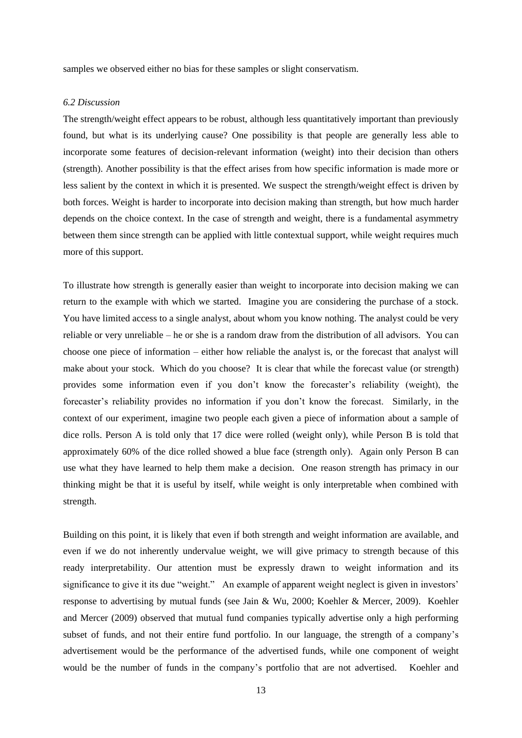samples we observed either no bias for these samples or slight conservatism.

### *6.2 Discussion*

The strength/weight effect appears to be robust, although less quantitatively important than previously found, but what is its underlying cause? One possibility is that people are generally less able to incorporate some features of decision-relevant information (weight) into their decision than others (strength). Another possibility is that the effect arises from how specific information is made more or less salient by the context in which it is presented. We suspect the strength/weight effect is driven by both forces. Weight is harder to incorporate into decision making than strength, but how much harder depends on the choice context. In the case of strength and weight, there is a fundamental asymmetry between them since strength can be applied with little contextual support, while weight requires much more of this support.

To illustrate how strength is generally easier than weight to incorporate into decision making we can return to the example with which we started. Imagine you are considering the purchase of a stock. You have limited access to a single analyst, about whom you know nothing. The analyst could be very reliable or very unreliable – he or she is a random draw from the distribution of all advisors. You can choose one piece of information – either how reliable the analyst is, or the forecast that analyst will make about your stock. Which do you choose? It is clear that while the forecast value (or strength) provides some information even if you don't know the forecaster's reliability (weight), the forecaster's reliability provides no information if you don't know the forecast. Similarly, in the context of our experiment, imagine two people each given a piece of information about a sample of dice rolls. Person A is told only that 17 dice were rolled (weight only), while Person B is told that approximately 60% of the dice rolled showed a blue face (strength only). Again only Person B can use what they have learned to help them make a decision. One reason strength has primacy in our thinking might be that it is useful by itself, while weight is only interpretable when combined with strength.

Building on this point, it is likely that even if both strength and weight information are available, and even if we do not inherently undervalue weight, we will give primacy to strength because of this ready interpretability. Our attention must be expressly drawn to weight information and its significance to give it its due "weight." An example of apparent weight neglect is given in investors' response to advertising by mutual funds (see Jain & Wu, 2000; Koehler & Mercer, 2009). Koehler and Mercer (2009) observed that mutual fund companies typically advertise only a high performing subset of funds, and not their entire fund portfolio. In our language, the strength of a company's advertisement would be the performance of the advertised funds, while one component of weight would be the number of funds in the company's portfolio that are not advertised. Koehler and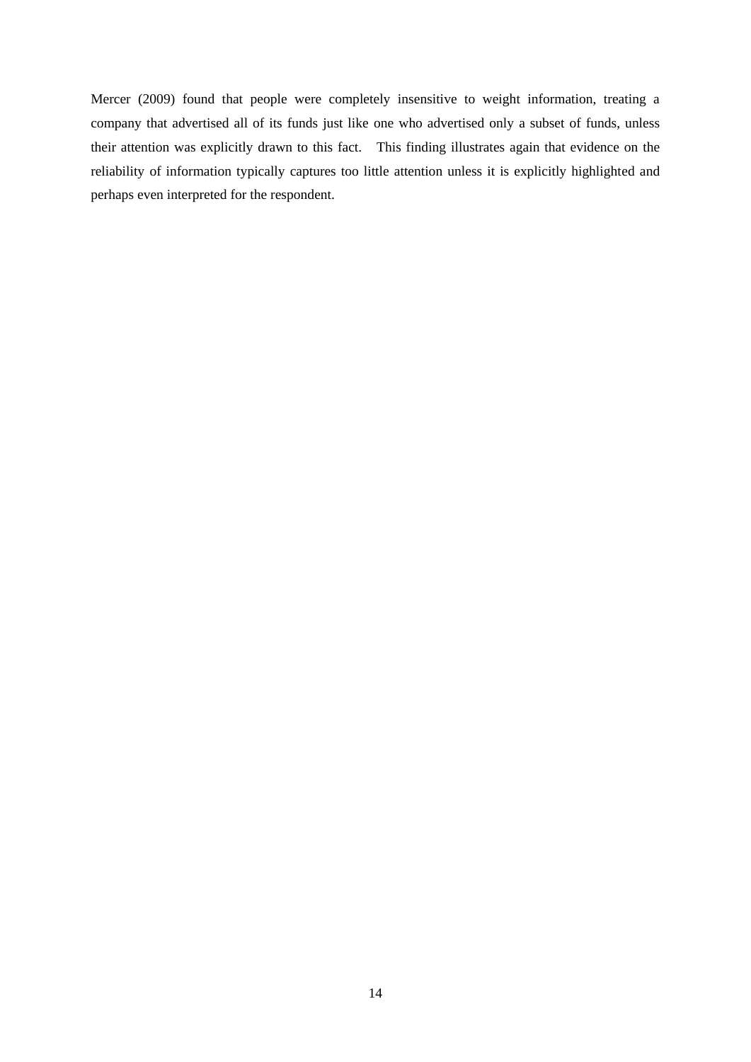Mercer (2009) found that people were completely insensitive to weight information, treating a company that advertised all of its funds just like one who advertised only a subset of funds, unless their attention was explicitly drawn to this fact. This finding illustrates again that evidence on the reliability of information typically captures too little attention unless it is explicitly highlighted and perhaps even interpreted for the respondent.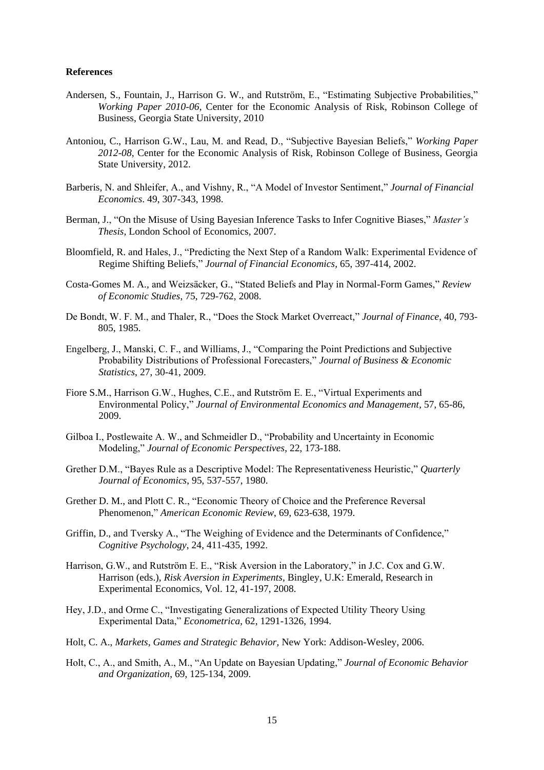**References**

Andersen, S., Fountain, J., Harrison G. W., and Rutström, E., "Estimating Subjective Probabilities," *Working Paper 2010-06*, Center for the Economic Analysis of Risk, Robinson College of Business, Georgia State University, 2010

Antoniou, C., Harrison G.W., Lau, M. and Read, D., "Subjective Bayesian Beliefs," *Working Paper 2012-08*, Center for the Economic Analysis of Risk, Robinson College of Business, Georgia State University, 2012.

Barberis, N. and Shleifer, A., and Vishny, R., "A Model of Investor Sentiment," *Journal of Financial Economics*. 49, 307-343, 1998.

Berman, J., "On the Misuse of Using Bayesian Inference Tasks to Infer Cognitive Biases," *Master's Thesis,* London School of Economics, 2007.

Bloomfield, R. and Hales, J., "Predicting the Next Step of a Random Walk: Experimental Evidence of Regime Shifting Beliefs," *Journal of Financial Economics*, 65, 397-414, 2002.

Costa-Gomes M. A., and Weizsäcker, G., "Stated Beliefs and Play in Normal-Form Games," *Review of Economic Studies*, 75, 729-762, 2008.

De Bondt, W. F. M., and Thaler, R., "Does the Stock Market Overreact," *Journal of Finance*, 40, 793-805, 1985.

Engelberg, J., Manski, C. F., and Williams, J., "Comparing the Point Predictions and Subjective Probability Distributions of Professional Forecasters," *Journal of Business & Economic Statistics*, 27, 30-41, 2009.

Fiore S.M., Harrison G.W., Hughes, C.E., and Rutström E. E., "Virtual Experiments and Environmental Policy," *Journal of Environmental Economics and Management*, 57, 65-86, 2009.

Gilboa I., Postlewaite A. W., and Schmeidler D., "Probability and Uncertainty in Economic Modeling," *Journal of Economic Perspectives*, 22, 173-188.

Grether D.M., "Bayes Rule as a Descriptive Model: The Representativeness Heuristic," *Quarterly Journal of Economics*, 95, 537-557, 1980.

Grether D. M., and Plott C. R., "Economic Theory of Choice and the Preference Reversal Phenomenon," *American Economic Review*, 69, 623-638, 1979.

Griffin, D., and Tversky A., "The Weighing of Evidence and the Determinants of Confidence," *Cognitive Psychology*, 24, 411-435, 1992.

Harrison, G.W., and Rutström E. E., "Risk Aversion in the Laboratory," in J.C. Cox and G.W. Harrison (eds.), *Risk Aversion in Experiments,* Bingley, U.K: Emerald, Research in Experimental Economics, Vol. 12, 41-197, 2008.

Hey, J.D., and Orme C., "Investigating Generalizations of Expected Utility Theory Using Experimental Data," *Econometrica*, 62, 1291-1326, 1994.

Holt, C. A., *Markets, Games and Strategic Behavior,* New York: Addison-Wesley, 2006.

Holt, C., A., and Smith, A., M., "An Update on Bayesian Updating," *Journal of Economic Behavior and Organization*, 69, 125-134, 2009.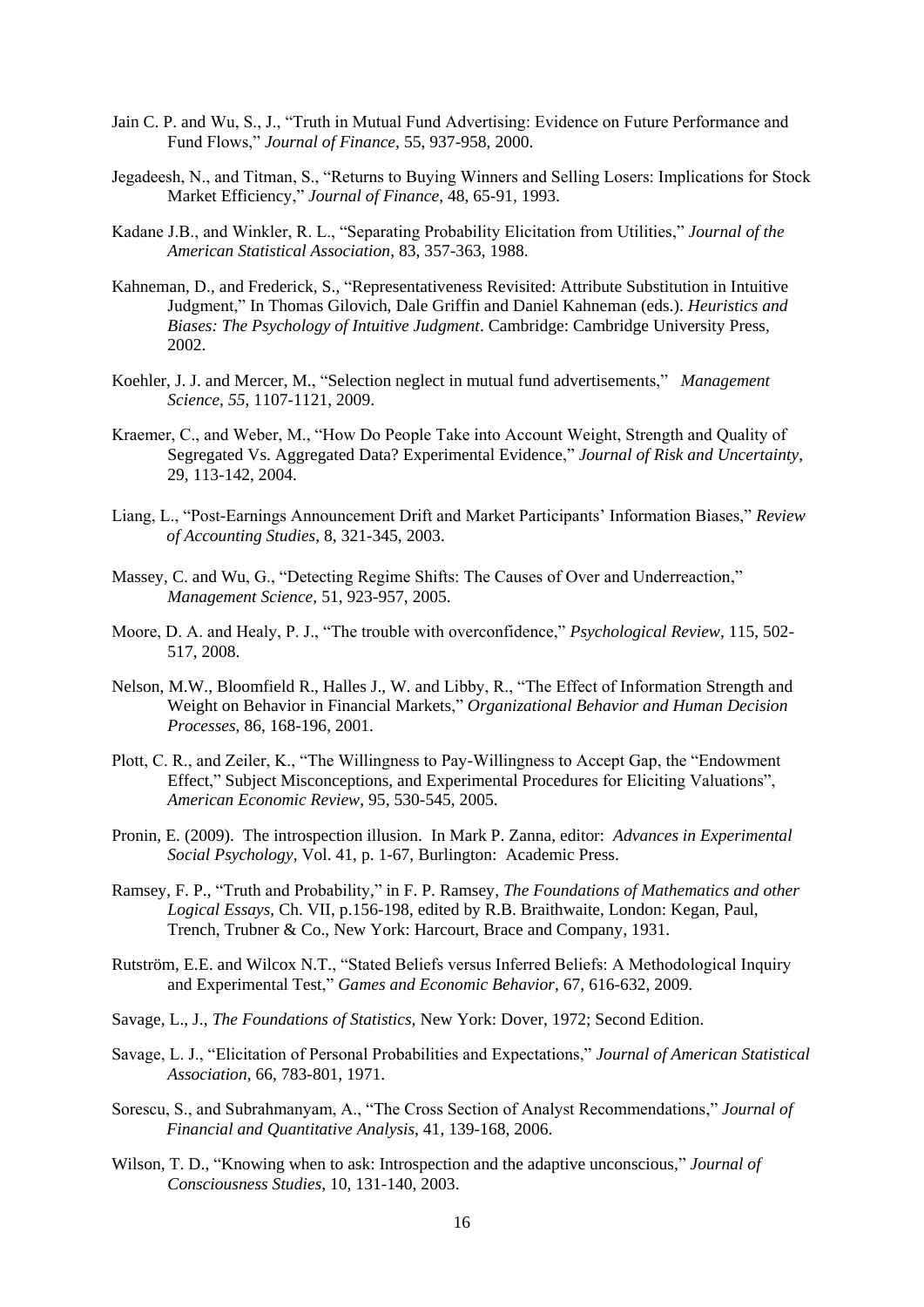Jain C. P. and Wu, S., J., "Truth in Mutual Fund Advertising: Evidence on Future Performance and Fund Flows," *Journal of Finance*, 55, 937-958, 2000.

Jegadeesh, N., and Titman, S., "Returns to Buying Winners and Selling Losers: Implications for Stock Market Efficiency," *Journal of Finance*, 48, 65-91, 1993.

Kadane J.B., and Winkler, R. L., "Separating Probability Elicitation from Utilities," *Journal of the American Statistical Association*, 83, 357-363, 1988.

Kahneman, D., and Frederick, S., "Representativeness Revisited: Attribute Substitution in Intuitive Judgment," In Thomas Gilovich, Dale Griffin and Daniel Kahneman (eds.). *Heuristics and Biases: The Psychology of Intuitive Judgment*. Cambridge: Cambridge University Press, 2002.

Koehler, J. J. and Mercer, M., "Selection neglect in mutual fund advertisements," *Management Science, 55*, 1107-1121, 2009.

Kraemer, C., and Weber, M., "How Do People Take into Account Weight, Strength and Quality of Segregated Vs. Aggregated Data? Experimental Evidence," *Journal of Risk and Uncertainty*, 29, 113-142, 2004.

Liang, L., "Post-Earnings Announcement Drift and Market Participants' Information Biases," *Review of Accounting Studies*, 8, 321-345, 2003.

Massey, C. and Wu, G., "Detecting Regime Shifts: The Causes of Over and Underreaction," *Management Science,* 51, 923-957, 2005.

Moore, D. A. and Healy, P. J., "The trouble with overconfidence," *Psychological Review*, 115, 502-517, 2008.

Nelson, M.W., Bloomfield R., Halles J., W. and Libby, R., "The Effect of Information Strength and Weight on Behavior in Financial Markets," *Organizational Behavior and Human Decision Processes,* 86, 168-196, 2001.

Plott, C. R., and Zeiler, K., "The Willingness to Pay-Willingness to Accept Gap, the "Endowment Effect," Subject Misconceptions, and Experimental Procedures for Eliciting Valuations", *American Economic Review,* 95, 530-545, 2005.

Pronin, E. (2009). The introspection illusion. In Mark P. Zanna, editor: *Advances in Experimental Social Psychology*, Vol. 41, p. 1-67, Burlington: Academic Press.

Ramsey, F. P., "Truth and Probability," in F. P. Ramsey, *The Foundations of Mathematics and other Logical Essays*, Ch. VII, p.156-198, edited by R.B. Braithwaite, London: Kegan, Paul, Trench, Trubner & Co., New York: Harcourt, Brace and Company, 1931.

Rutström, E.E. and Wilcox N.T., "Stated Beliefs versus Inferred Beliefs: A Methodological Inquiry and Experimental Test," *Games and Economic Behavior*, 67, 616-632, 2009.

Savage, L., J., *The Foundations of Statistics*, New York: Dover, 1972; Second Edition.

Savage, L. J., "Elicitation of Personal Probabilities and Expectations," *Journal of American Statistical Association*, 66, 783-801, 1971.

Sorescu, S., and Subrahmanyam, A., "The Cross Section of Analyst Recommendations," *Journal of Financial and Quantitative Analysis*, 41, 139-168, 2006.

Wilson, T. D., "Knowing when to ask: Introspection and the adaptive unconscious," *Journal of Consciousness Studies*, 10, 131-140, 2003.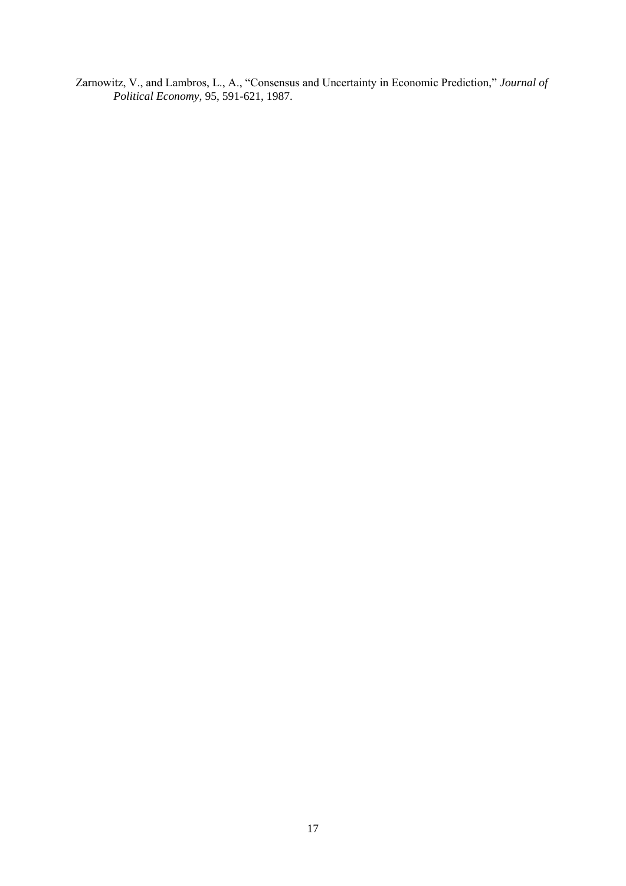Zarnowitz, V., and Lambros, L., A., "Consensus and Uncertainty in Economic Prediction," *Journal of Political Economy*, 95, 591-621, 1987.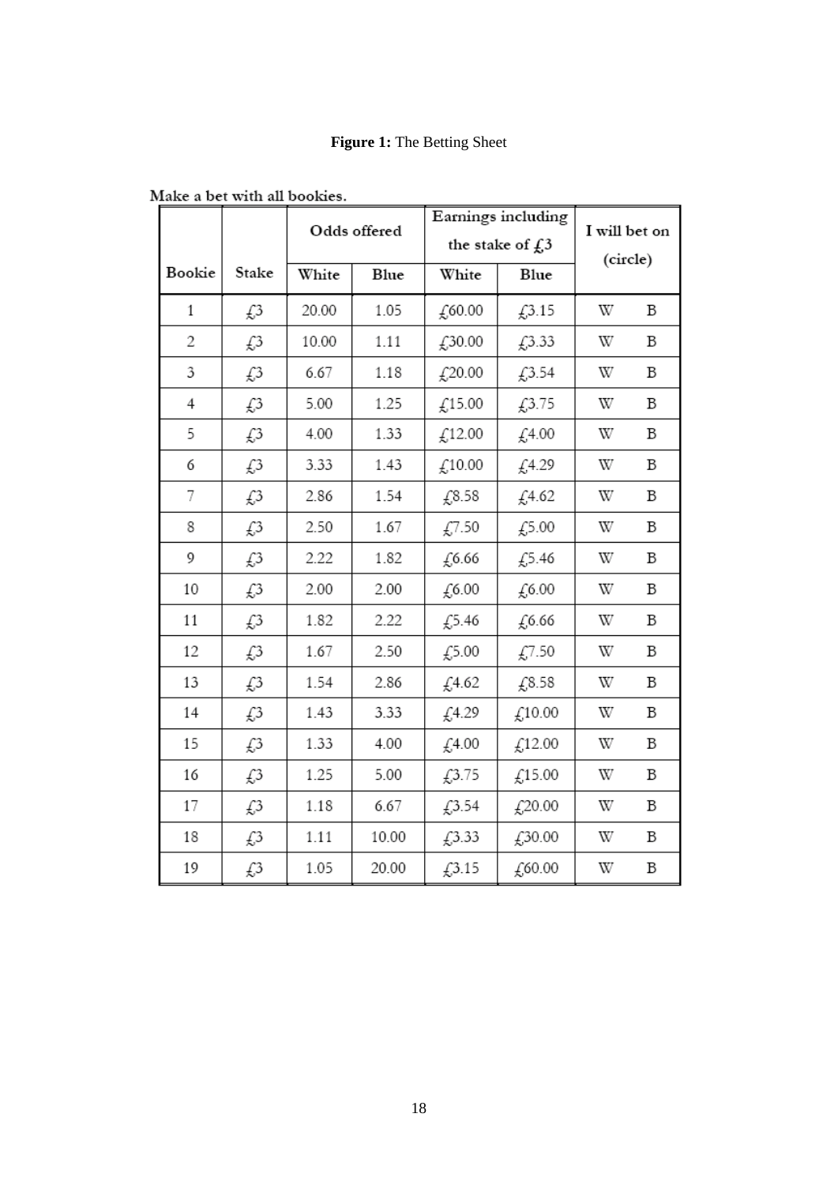**Figure 1:** The Betting Sheet

Make a bet with all bookies.

| Bookie | Stake | Odds offered | | Earnings including the stake of £3 | | I will bet on (circle) | |
|---|---|---|---|---|---|---|---|
| | | White | Blue | White | Blue | | |
| 1 | £3 | 20.00 | 1.05 | £60.00 | £3.15 | W | B |
| 2 | £3 | 10.00 | 1.11 | £30.00 | £3.33 | W | B |
| 3 | £3 | 6.67 | 1.18 | £20.00 | £3.54 | W | B |
| 4 | £3 | 5.00 | 1.25 | £15.00 | £3.75 | W | B |
| 5 | £3 | 4.00 | 1.33 | £12.00 | £4.00 | W | B |
| 6 | £3 | 3.33 | 1.43 | £10.00 | £4.29 | W | B |
| 7 | £3 | 2.86 | 1.54 | £8.58 | £4.62 | W | B |
| 8 | £3 | 2.50 | 1.67 | £7.50 | £5.00 | W | B |
| 9 | £3 | 2.22 | 1.82 | £6.66 | £5.46 | W | B |
| 10 | £3 | 2.00 | 2.00 | £6.00 | £6.00 | W | B |
| 11 | £3 | 1.82 | 2.22 | £5.46 | £6.66 | W | B |
| 12 | £3 | 1.67 | 2.50 | £5.00 | £7.50 | W | B |
| 13 | £3 | 1.54 | 2.86 | £4.62 | £8.58 | W | B |
| 14 | £3 | 1.43 | 3.33 | £4.29 | £10.00 | W | B |
| 15 | £3 | 1.33 | 4.00 | £4.00 | £12.00 | W | B |
| 16 | £3 | 1.25 | 5.00 | £3.75 | £15.00 | W | B |
| 17 | £3 | 1.18 | 6.67 | £3.54 | £20.00 | W | B |
| 18 | £3 | 1.11 | 10.00 | £3.33 | £30.00 | W | B |
| 19 | £3 | 1.05 | 20.00 | £3.15 | £60.00 | W | B |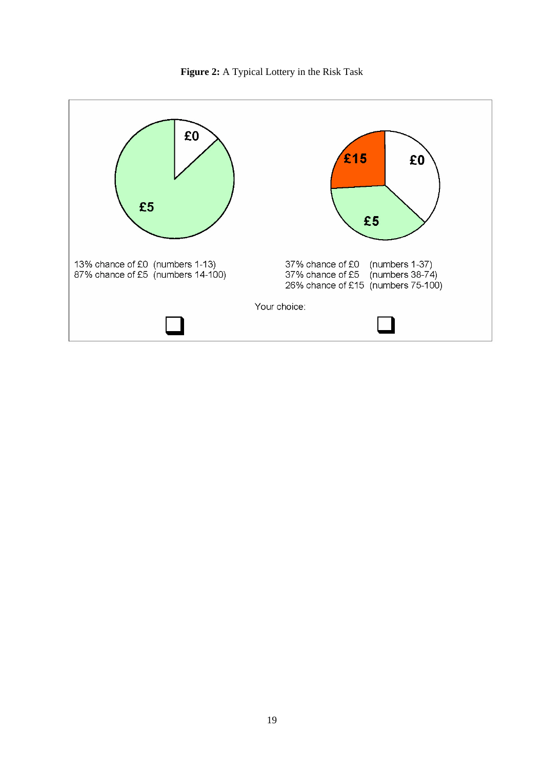**Figure 2:** A Typical Lottery in the Risk Task

13% chance of £0 (numbers 1-13)
87% chance of £5 (numbers 14-100)

37% chance of £0 (numbers 1-37)
37% chance of £5 (numbers 38-74)
26% chance of £15 (numbers 75-100)

Your choice: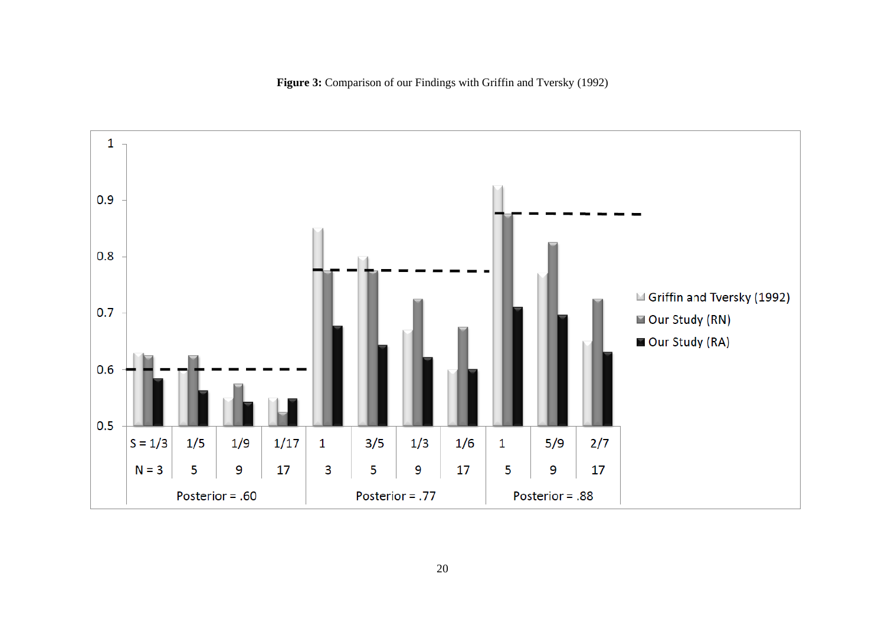**Figure 3:** Comparison of our Findings with Griffin and Tversky (1992)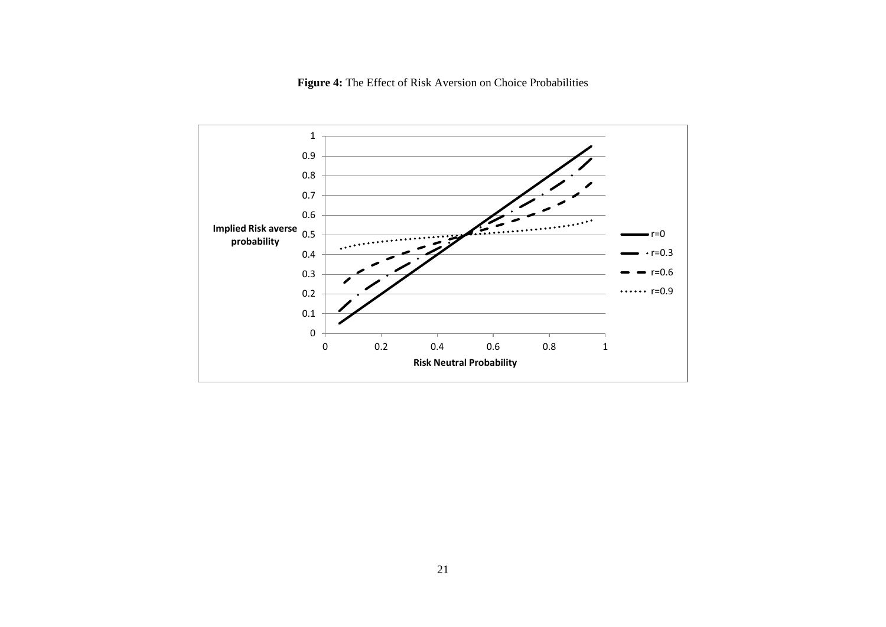**Figure 4:** The Effect of Risk Aversion on Choice Probabilities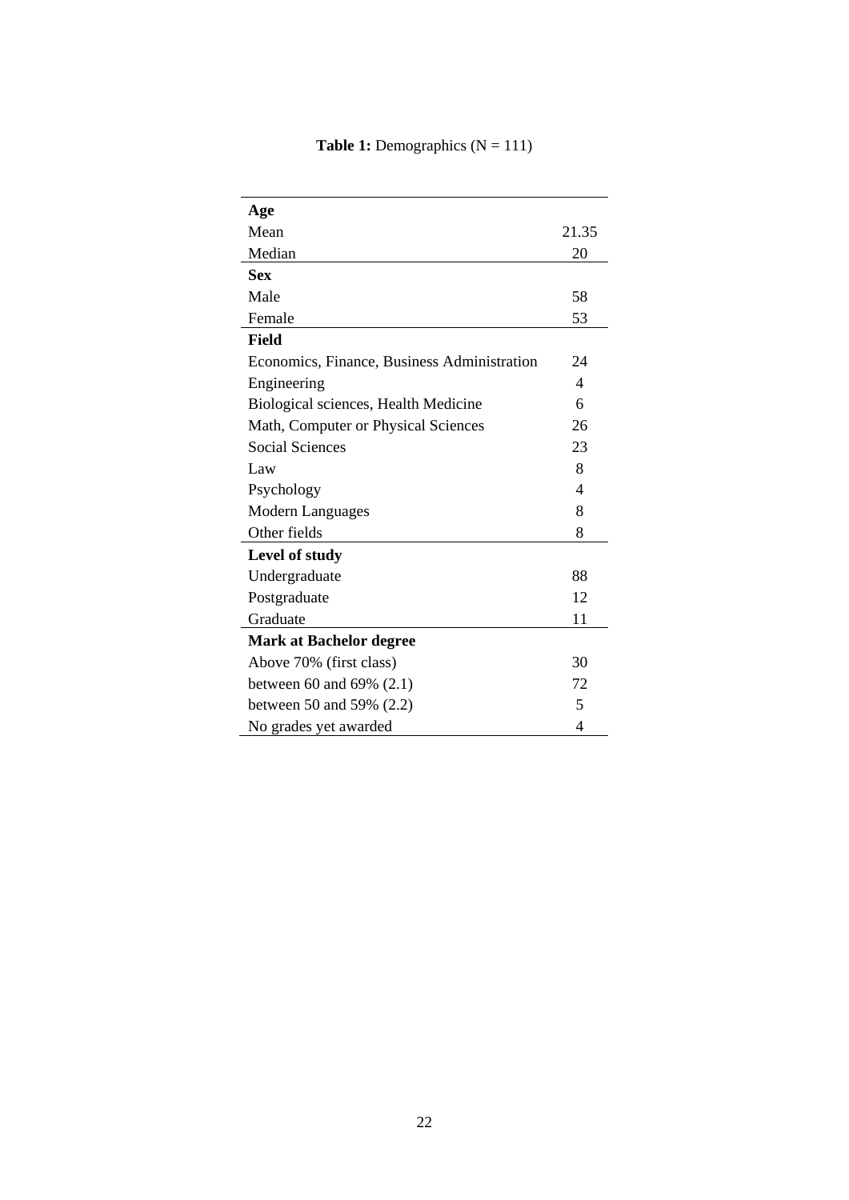**Table 1:** Demographics (N = 111)

| | |
|---|---|
| **Age** | |
| Mean | 21.35 |
| Median | 20 |
| **Sex** | |
| Male | 58 |
| Female | 53 |
| **Field** | |
| Economics, Finance, Business Administration | 24 |
| Engineering | 4 |
| Biological sciences, Health Medicine | 6 |
| Math, Computer or Physical Sciences | 26 |
| Social Sciences | 23 |
| Law | 8 |
| Psychology | 4 |
| Modern Languages | 8 |
| Other fields | 8 |
| **Level of study** | |
| Undergraduate | 88 |
| Postgraduate | 12 |
| Graduate | 11 |
| **Mark at Bachelor degree** | |
| Above 70% (first class) | 30 |
| between 60 and 69% (2.1) | 72 |
| between 50 and 59% (2.2) | 5 |
| No grades yet awarded | 4 |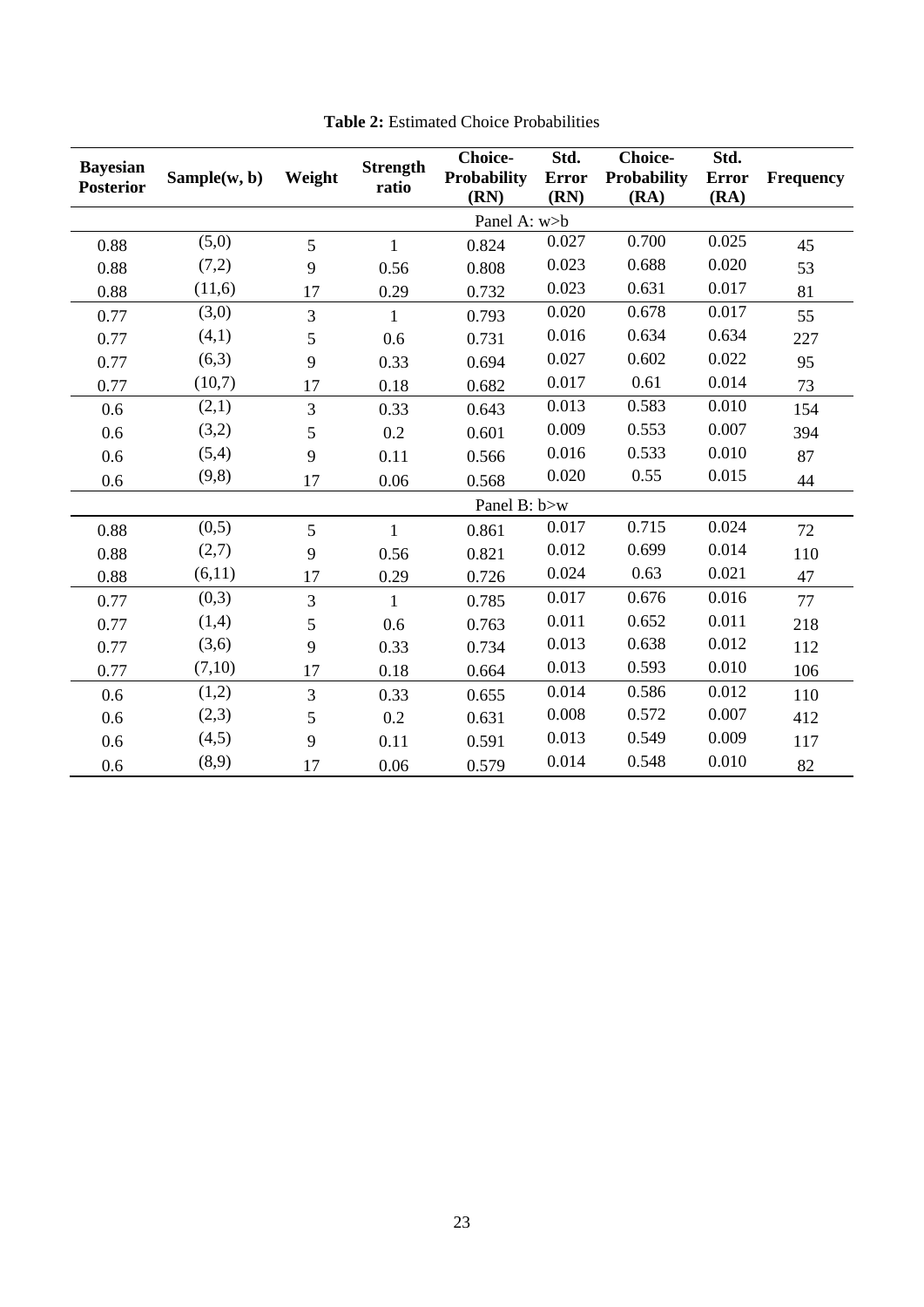**Table 2:** Estimated Choice Probabilities

| Bayesian Posterior | Sample(w, b) | Weight | Strength ratio | Choice-Probability (RN) | Std. Error (RN) | Choice-Probability (RA) | Std. Error (RA) | Frequency |
|---|---|---|---|---|---|---|---|---|
| | | | | Panel A: w>b | | | | |
| 0.88 | (5,0) | 5 | 1 | 0.824 | 0.027 | 0.700 | 0.025 | 45 |
| 0.88 | (7,2) | 9 | 0.56 | 0.808 | 0.023 | 0.688 | 0.020 | 53 |
| 0.88 | (11,6) | 17 | 0.29 | 0.732 | 0.023 | 0.631 | 0.017 | 81 |
| 0.77 | (3,0) | 3 | 1 | 0.793 | 0.020 | 0.678 | 0.017 | 55 |
| 0.77 | (4,1) | 5 | 0.6 | 0.731 | 0.016 | 0.634 | 0.634 | 227 |
| 0.77 | (6,3) | 9 | 0.33 | 0.694 | 0.027 | 0.602 | 0.022 | 95 |
| 0.77 | (10,7) | 17 | 0.18 | 0.682 | 0.017 | 0.61 | 0.014 | 73 |
| 0.6 | (2,1) | 3 | 0.33 | 0.643 | 0.013 | 0.583 | 0.010 | 154 |
| 0.6 | (3,2) | 5 | 0.2 | 0.601 | 0.009 | 0.553 | 0.007 | 394 |
| 0.6 | (5,4) | 9 | 0.11 | 0.566 | 0.016 | 0.533 | 0.010 | 87 |
| 0.6 | (9,8) | 17 | 0.06 | 0.568 | 0.020 | 0.55 | 0.015 | 44 |
| | | | | Panel B: b>w | | | | |
| 0.88 | (0,5) | 5 | 1 | 0.861 | 0.017 | 0.715 | 0.024 | 72 |
| 0.88 | (2,7) | 9 | 0.56 | 0.821 | 0.012 | 0.699 | 0.014 | 110 |
| 0.88 | (6,11) | 17 | 0.29 | 0.726 | 0.024 | 0.63 | 0.021 | 47 |
| 0.77 | (0,3) | 3 | 1 | 0.785 | 0.017 | 0.676 | 0.016 | 77 |
| 0.77 | (1,4) | 5 | 0.6 | 0.763 | 0.011 | 0.652 | 0.011 | 218 |
| 0.77 | (3,6) | 9 | 0.33 | 0.734 | 0.013 | 0.638 | 0.012 | 112 |
| 0.77 | (7,10) | 17 | 0.18 | 0.664 | 0.013 | 0.593 | 0.010 | 106 |
| 0.6 | (1,2) | 3 | 0.33 | 0.655 | 0.014 | 0.586 | 0.012 | 110 |
| 0.6 | (2,3) | 5 | 0.2 | 0.631 | 0.008 | 0.572 | 0.007 | 412 |
| 0.6 | (4,5) | 9 | 0.11 | 0.591 | 0.013 | 0.549 | 0.009 | 117 |
| 0.6 | (8,9) | 17 | 0.06 | 0.579 | 0.014 | 0.548 | 0.010 | 82 |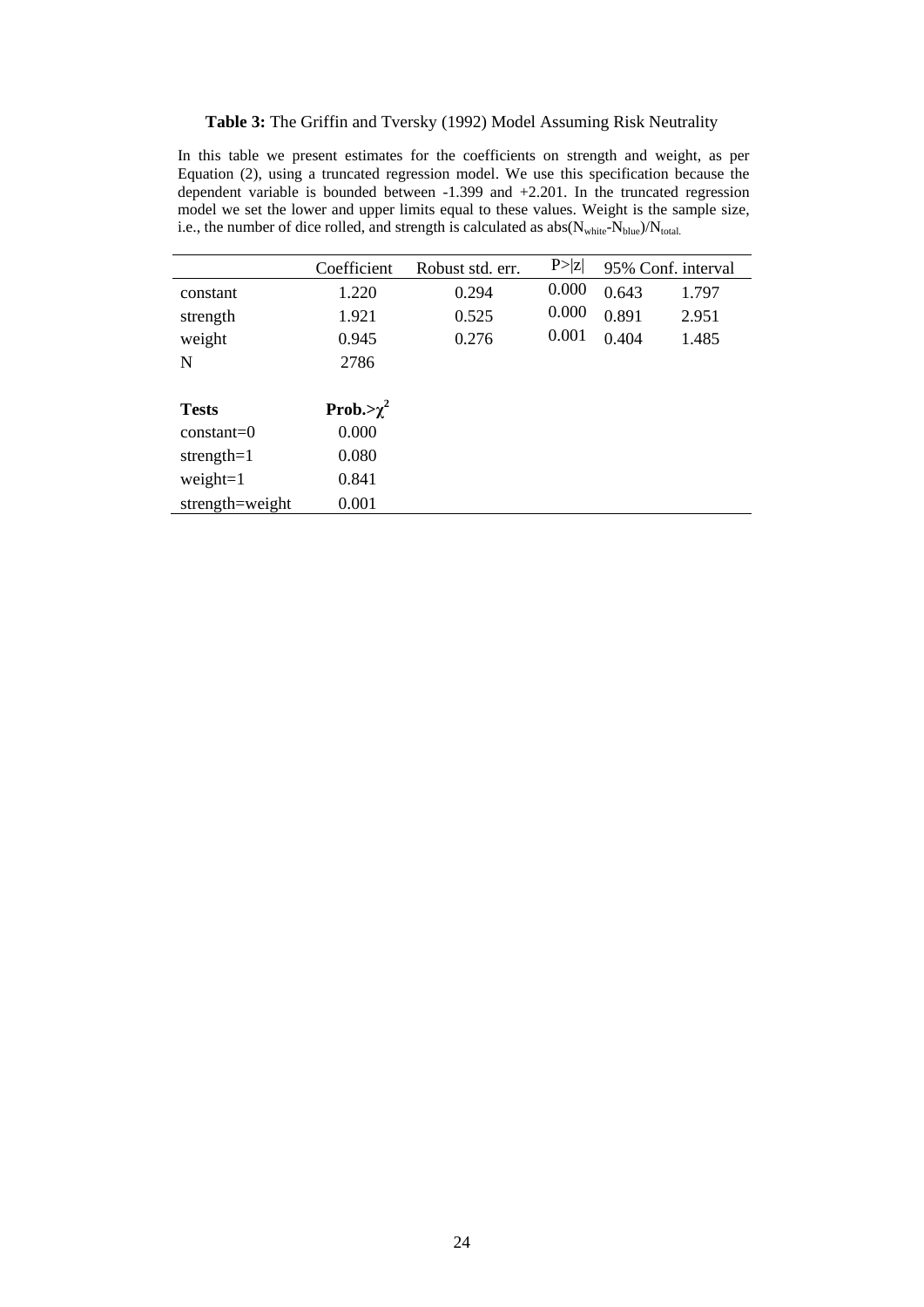**Table 3:** The Griffin and Tversky (1992) Model Assuming Risk Neutrality

In this table we present estimates for the coefficients on strength and weight, as per Equation (2), using a truncated regression model. We use this specification because the dependent variable is bounded between -1.399 and +2.201. In the truncated regression model we set the lower and upper limits equal to these values. Weight is the sample size, i.e., the number of dice rolled, and strength is calculated as abs($N_{white}$-$N_{blue}$)/$N_{total.}$

| | Coefficient | Robust std. err. | P>\|z\| | 95% Conf. interval | |
|---|---|---|---|---|---|
| constant | 1.220 | 0.294 | 0.000 | 0.643 | 1.797 |
| strength | 1.921 | 0.525 | 0.000 | 0.891 | 2.951 |
| weight | 0.945 | 0.276 | 0.001 | 0.404 | 1.485 |
| N | 2786 | | | | |
| | | | | | |
| **Tests** | **Prob.>$\chi^2$** | | | | |
| constant=0 | 0.000 | | | | |
| strength=1 | 0.080 | | | | |
| weight=1 | 0.841 | | | | |
| strength=weight | 0.001 | | | | |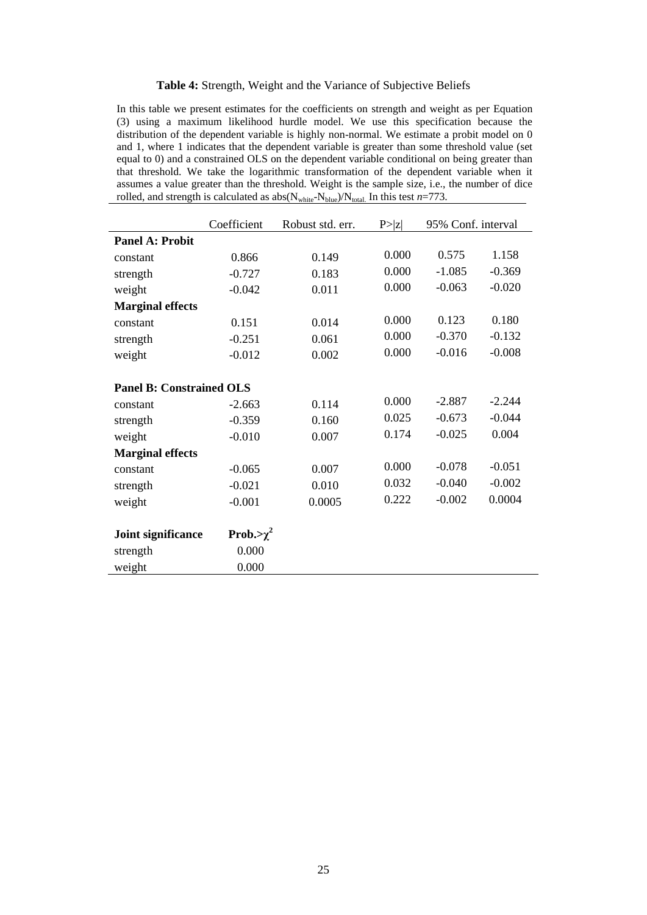**Table 4:** Strength, Weight and the Variance of Subjective Beliefs

In this table we present estimates for the coefficients on strength and weight as per Equation (3) using a maximum likelihood hurdle model. We use this specification because the distribution of the dependent variable is highly non-normal. We estimate a probit model on 0 and 1, where 1 indicates that the dependent variable is greater than some threshold value (set equal to 0) and a constrained OLS on the dependent variable conditional on being greater than that threshold. We take the logarithmic transformation of the dependent variable when it assumes a value greater than the threshold. Weight is the sample size, i.e., the number of dice rolled, and strength is calculated as abs($N_{white}$-$N_{blue}$)/$N_{total}$. In this test *n*=773.

| | Coefficient | Robust std. err. | P>\|z\| | 95% Conf. interval | |
|---|---|---|---|---|---|
| **Panel A: Probit** | | | | | |
| constant | 0.866 | 0.149 | 0.000 | 0.575 | 1.158 |
| strength | -0.727 | 0.183 | 0.000 | -1.085 | -0.369 |
| weight | -0.042 | 0.011 | 0.000 | -0.063 | -0.020 |
| **Marginal effects** | | | | | |
| constant | 0.151 | 0.014 | 0.000 | 0.123 | 0.180 |
| strength | -0.251 | 0.061 | 0.000 | -0.370 | -0.132 |
| weight | -0.012 | 0.002 | 0.000 | -0.016 | -0.008 |
| | | | | | |
| **Panel B: Constrained OLS** | | | | | |
| constant | -2.663 | 0.114 | 0.000 | -2.887 | -2.244 |
| strength | -0.359 | 0.160 | 0.025 | -0.673 | -0.044 |
| weight | -0.010 | 0.007 | 0.174 | -0.025 | 0.004 |
| **Marginal effects** | | | | | |
| constant | -0.065 | 0.007 | 0.000 | -0.078 | -0.051 |
| strength | -0.021 | 0.010 | 0.032 | -0.040 | -0.002 |
| weight | -0.001 | 0.0005 | 0.222 | -0.002 | 0.0004 |
| | | | | | |
| **Joint significance** | **Prob.>$\chi^2$** | | | | |
| strength | 0.000 | | | | |
| weight | 0.000 | | | | |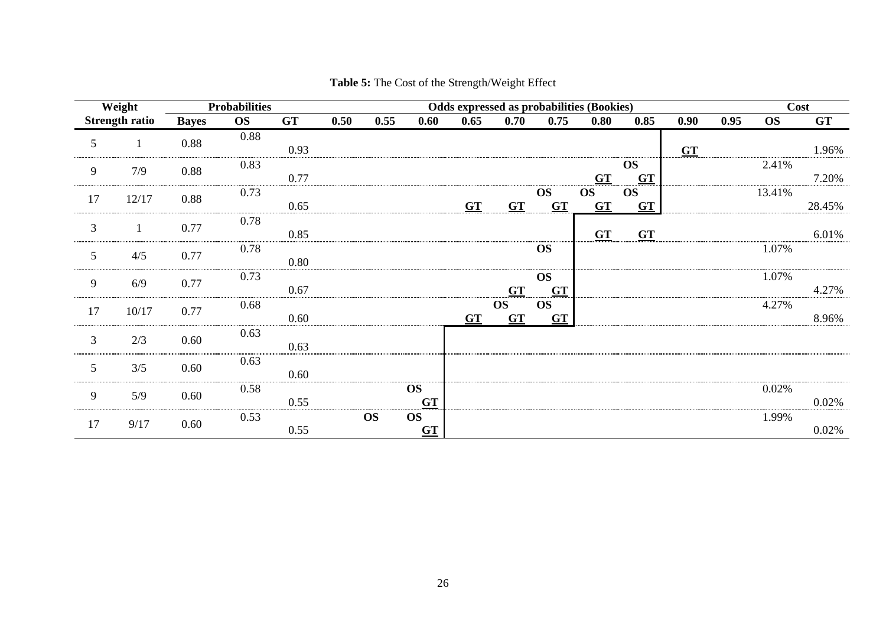**Table 5:** The Cost of the Strength/Weight Effect

| Weight | Strength ratio | Probabilities | | | Odds expressed as probabilities (Bookies) | | | | | | | | | | Cost | |
|---|---|---|---|---|---|---|---|---|---|---|---|---|---|---|---|---|
| | | **Bayes** | **OS** | **GT** | **0.50** | **0.55** | **0.60** | **0.65** | **0.70** | **0.75** | **0.80** | **0.85** | **0.90** | **0.95** | **OS** | **GT** |
| 5 | 1 | 0.88 | 0.88 | | | | | | | | | | | | | |
| | | | | 0.93 | | | | | | | | | **GT** | | | 1.96% |
| 9 | 7/9 | 0.88 | 0.83 | | | | | | | | | **OS** | | | 2.41% | |
| | | | | 0.77 | | | | | | | **GT** | **GT** | | | | 7.20% |
| 17 | 12/17 | 0.88 | 0.73 | | | | | | | **OS** | **OS** | **OS** | | | 13.41% | |
| | | | | 0.65 | | | | **GT** | **GT** | **GT** | **GT** | **GT** | | | | 28.45% |
| 3 | 1 | 0.77 | 0.78 | | | | | | | | | | | | | |
| | | | | 0.85 | | | | | | | **GT** | **GT** | | | | 6.01% |
| 5 | 4/5 | 0.77 | 0.78 | | | | | | | **OS** | | | | | 1.07% | |
| | | | | 0.80 | | | | | | | | | | | | |
| 9 | 6/9 | 0.77 | 0.73 | | | | | | | **OS** | | | | | 1.07% | |
| | | | | 0.67 | | | | | **GT** | **GT** | | | | | | 4.27% |
| 17 | 10/17 | 0.77 | 0.68 | | | | | | **OS** | **OS** | | | | | 4.27% | |
| | | | | 0.60 | | | | **GT** | **GT** | **GT** | | | | | | 8.96% |
| 3 | 2/3 | 0.60 | 0.63 | | | | | | | | | | | | | |
| | | | | 0.63 | | | | | | | | | | | | |
| 5 | 3/5 | 0.60 | 0.63 | | | | | | | | | | | | | |
| | | | | 0.60 | | | | | | | | | | | | |
| 9 | 5/9 | 0.60 | 0.58 | | | | **OS** | | | | | | | | 0.02% | |
| | | | | 0.55 | | | **GT** | | | | | | | | | 0.02% |
| 17 | 9/17 | 0.60 | 0.53 | | | **OS** | **OS** | | | | | | | | 1.99% | |
| | | | | 0.55 | | | **GT** | | | | | | | | | 0.02% |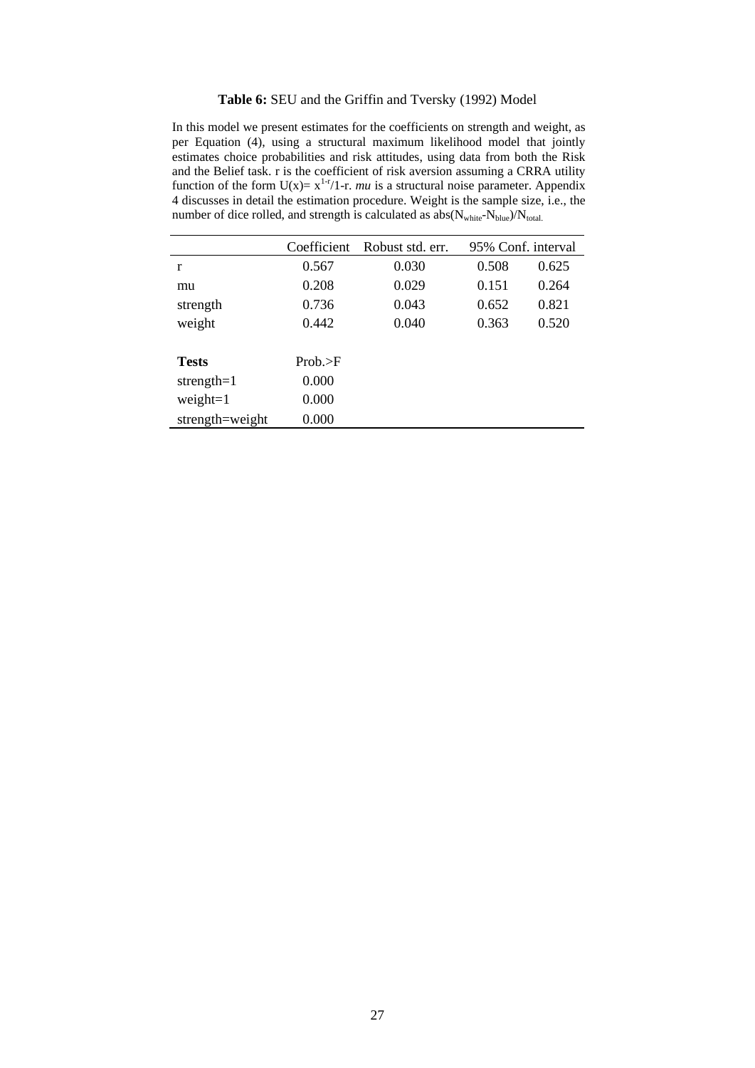**Table 6:** SEU and the Griffin and Tversky (1992) Model

In this model we present estimates for the coefficients on strength and weight, as per Equation (4), using a structural maximum likelihood model that jointly estimates choice probabilities and risk attitudes, using data from both the Risk and the Belief task. r is the coefficient of risk aversion assuming a CRRA utility function of the form $U(x)= x^{1-r}/1\text{-}r$. *mu* is a structural noise parameter. Appendix 4 discusses in detail the estimation procedure. Weight is the sample size, i.e., the number of dice rolled, and strength is calculated as $\text{abs}(N_{white}\text{-}N_{blue})/N_{total.}$

|  | Coefficient | Robust std. err. | 95% Conf. interval | |
|---|---|---|---|---|
| r | 0.567 | 0.030 | 0.508 | 0.625 |
| mu | 0.208 | 0.029 | 0.151 | 0.264 |
| strength | 0.736 | 0.043 | 0.652 | 0.821 |
| weight | 0.442 | 0.040 | 0.363 | 0.520 |
|  |  |  |  |  |
| **Tests** | Prob.>F |  |  |  |
| strength=1 | 0.000 |  |  |  |
| weight=1 | 0.000 |  |  |  |
| strength=weight | 0.000 |  |  |  |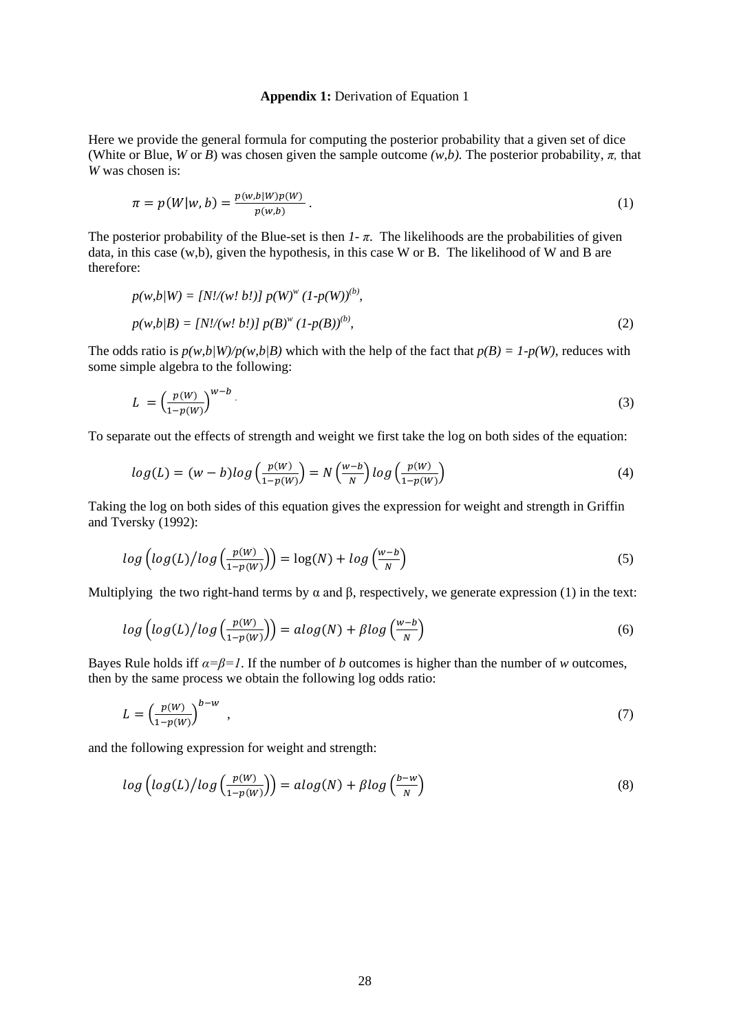**Appendix 1:** Derivation of Equation 1

Here we provide the general formula for computing the posterior probability that a given set of dice (White or Blue, *W* or *B*) was chosen given the sample outcome *(w,b)*. The posterior probability, $\pi$, that *W* was chosen is:

$$\pi = p(W|w,b) = \frac{p(w,b|W)p(W)}{p(w,b)}\,. \tag{1}$$

The posterior probability of the Blue-set is then $1-\pi$. The likelihoods are the probabilities of given data, in this case (w,b), given the hypothesis, in this case W or B. The likelihood of W and B are therefore:

$$p(w,b|W) = [N!/(w!\,b!)]\;p(W)^{w}\,(1\text{-}p(W))^{(b)},$$

$$p(w,b|B) = [N!/(w!\,b!)]\;p(B)^{w}\,(1\text{-}p(B))^{(b)}, \tag{2}$$

The odds ratio is $p(w,b|W)/p(w,b|B)$ which with the help of the fact that $p(B) = 1\text{-}p(W)$, reduces with some simple algebra to the following:

$$L = \left(\frac{p(W)}{1-p(W)}\right)^{w-b}. \tag{3}$$

To separate out the effects of strength and weight we first take the log on both sides of the equation:

$$log(L) = (w-b)log\left(\frac{p(W)}{1-p(W)}\right) = N\left(\frac{w-b}{N}\right)log\left(\frac{p(W)}{1-p(W)}\right) \tag{4}$$

Taking the log on both sides of this equation gives the expression for weight and strength in Griffin and Tversky (1992):

$$log\left(log(L)\big/log\left(\frac{p(W)}{1-p(W)}\right)\right) = \log(N) + log\left(\frac{w-b}{N}\right) \tag{5}$$

Multiplying the two right-hand terms by α and β, respectively, we generate expression (1) in the text:

$$log\left(log(L)\big/log\left(\frac{p(W)}{1-p(W)}\right)\right) = alog(N) + \beta log\left(\frac{w-b}{N}\right) \tag{6}$$

Bayes Rule holds iff $\alpha=\beta=1$. If the number of *b* outcomes is higher than the number of *w* outcomes, then by the same process we obtain the following log odds ratio:

$$L = \left(\frac{p(W)}{1-p(W)}\right)^{b-w}\;, \tag{7}$$

and the following expression for weight and strength:

$$log\left(log(L)\big/log\left(\frac{p(W)}{1-p(W)}\right)\right) = alog(N) + \beta log\left(\frac{b-w}{N}\right) \tag{8}$$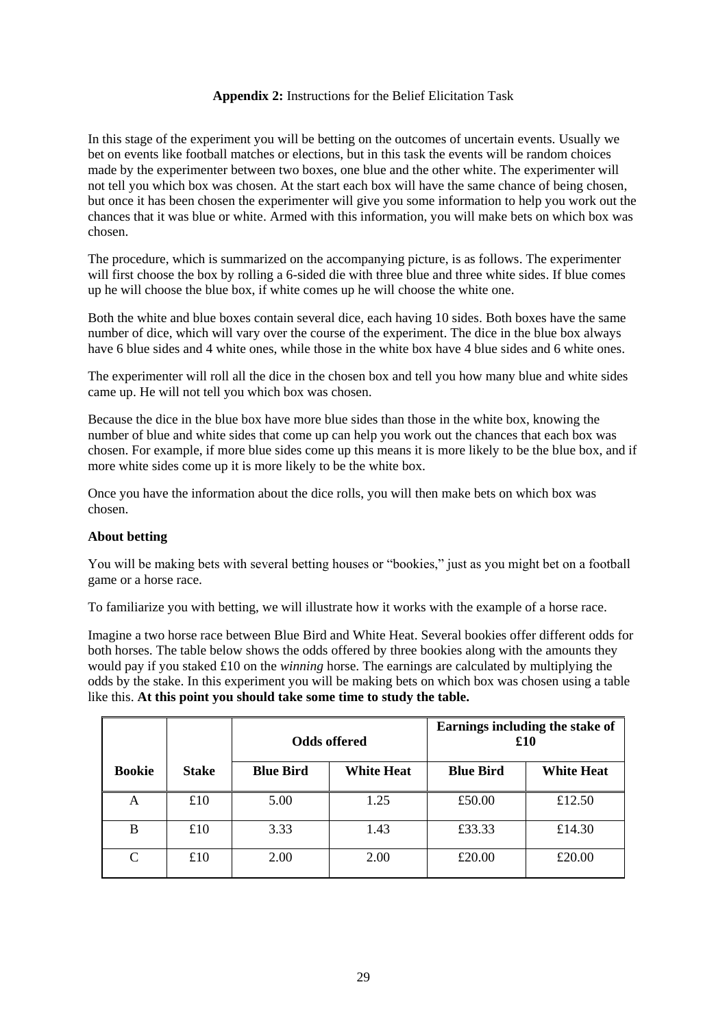**Appendix 2:** Instructions for the Belief Elicitation Task

In this stage of the experiment you will be betting on the outcomes of uncertain events. Usually we bet on events like football matches or elections, but in this task the events will be random choices made by the experimenter between two boxes, one blue and the other white. The experimenter will not tell you which box was chosen. At the start each box will have the same chance of being chosen, but once it has been chosen the experimenter will give you some information to help you work out the chances that it was blue or white. Armed with this information, you will make bets on which box was chosen.

The procedure, which is summarized on the accompanying picture, is as follows. The experimenter will first choose the box by rolling a 6-sided die with three blue and three white sides. If blue comes up he will choose the blue box, if white comes up he will choose the white one.

Both the white and blue boxes contain several dice, each having 10 sides. Both boxes have the same number of dice, which will vary over the course of the experiment. The dice in the blue box always have 6 blue sides and 4 white ones, while those in the white box have 4 blue sides and 6 white ones.

The experimenter will roll all the dice in the chosen box and tell you how many blue and white sides came up. He will not tell you which box was chosen.

Because the dice in the blue box have more blue sides than those in the white box, knowing the number of blue and white sides that come up can help you work out the chances that each box was chosen. For example, if more blue sides come up this means it is more likely to be the blue box, and if more white sides come up it is more likely to be the white box.

Once you have the information about the dice rolls, you will then make bets on which box was chosen.

**About betting**

You will be making bets with several betting houses or "bookies," just as you might bet on a football game or a horse race.

To familiarize you with betting, we will illustrate how it works with the example of a horse race.

Imagine a two horse race between Blue Bird and White Heat. Several bookies offer different odds for both horses. The table below shows the odds offered by three bookies along with the amounts they would pay if you staked £10 on the *winning* horse. The earnings are calculated by multiplying the odds by the stake. In this experiment you will be making bets on which box was chosen using a table like this. **At this point you should take some time to study the table.**

| | | **Odds offered** | | **Earnings including the stake of £10** | |
|---|---|---|---|---|---|
| **Bookie** | **Stake** | **Blue Bird** | **White Heat** | **Blue Bird** | **White Heat** |
| A | £10 | 5.00 | 1.25 | £50.00 | £12.50 |
| B | £10 | 3.33 | 1.43 | £33.33 | £14.30 |
| C | £10 | 2.00 | 2.00 | £20.00 | £20.00 |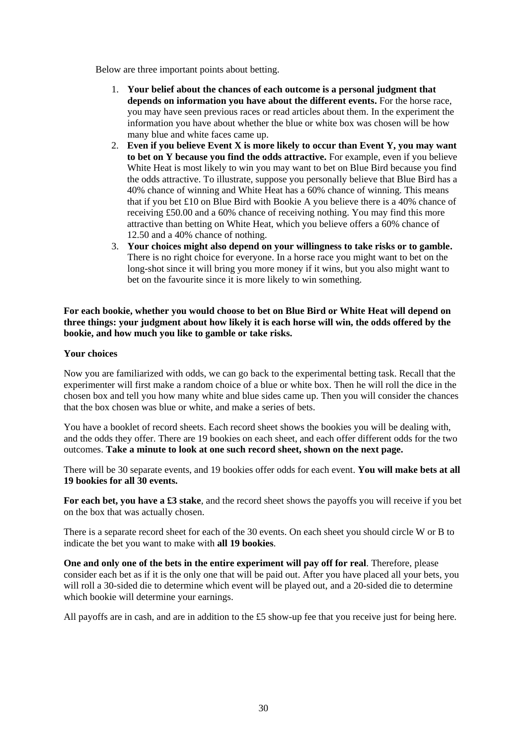Below are three important points about betting.

1. **Your belief about the chances of each outcome is a personal judgment that depends on information you have about the different events.** For the horse race, you may have seen previous races or read articles about them. In the experiment the information you have about whether the blue or white box was chosen will be how many blue and white faces came up.
2. **Even if you believe Event X is more likely to occur than Event Y, you may want to bet on Y because you find the odds attractive.** For example, even if you believe White Heat is most likely to win you may want to bet on Blue Bird because you find the odds attractive. To illustrate, suppose you personally believe that Blue Bird has a 40% chance of winning and White Heat has a 60% chance of winning. This means that if you bet £10 on Blue Bird with Bookie A you believe there is a 40% chance of receiving £50.00 and a 60% chance of receiving nothing. You may find this more attractive than betting on White Heat, which you believe offers a 60% chance of 12.50 and a 40% chance of nothing.
3. **Your choices might also depend on your willingness to take risks or to gamble.** There is no right choice for everyone. In a horse race you might want to bet on the long-shot since it will bring you more money if it wins, but you also might want to bet on the favourite since it is more likely to win something.

**For each bookie, whether you would choose to bet on Blue Bird or White Heat will depend on three things: your judgment about how likely it is each horse will win, the odds offered by the bookie, and how much you like to gamble or take risks.**

**Your choices**

Now you are familiarized with odds, we can go back to the experimental betting task. Recall that the experimenter will first make a random choice of a blue or white box. Then he will roll the dice in the chosen box and tell you how many white and blue sides came up. Then you will consider the chances that the box chosen was blue or white, and make a series of bets.

You have a booklet of record sheets. Each record sheet shows the bookies you will be dealing with, and the odds they offer. There are 19 bookies on each sheet, and each offer different odds for the two outcomes. **Take a minute to look at one such record sheet, shown on the next page.**

There will be 30 separate events, and 19 bookies offer odds for each event. **You will make bets at all 19 bookies for all 30 events.**

**For each bet, you have a £3 stake**, and the record sheet shows the payoffs you will receive if you bet on the box that was actually chosen.

There is a separate record sheet for each of the 30 events. On each sheet you should circle W or B to indicate the bet you want to make with **all 19 bookies**.

**One and only one of the bets in the entire experiment will pay off for real**. Therefore, please consider each bet as if it is the only one that will be paid out. After you have placed all your bets, you will roll a 30-sided die to determine which event will be played out, and a 20-sided die to determine which bookie will determine your earnings.

All payoffs are in cash, and are in addition to the £5 show-up fee that you receive just for being here.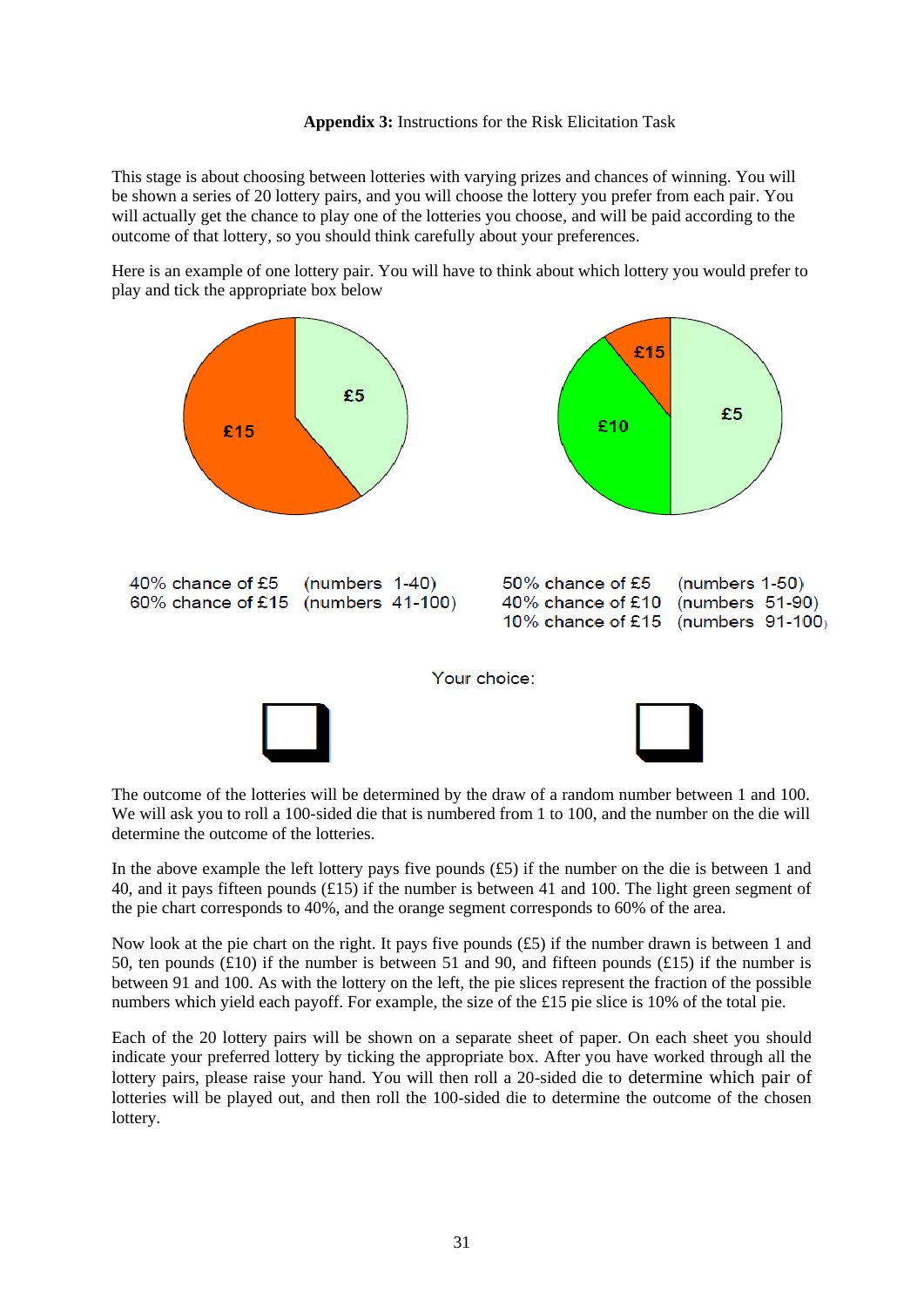**Appendix 3:** Instructions for the Risk Elicitation Task

This stage is about choosing between lotteries with varying prizes and chances of winning. You will be shown a series of 20 lottery pairs, and you will choose the lottery you prefer from each pair. You will actually get the chance to play one of the lotteries you choose, and will be paid according to the outcome of that lottery, so you should think carefully about your preferences.

Here is an example of one lottery pair. You will have to think about which lottery you would prefer to play and tick the appropriate box below

40% chance of £5 (numbers 1-40)
60% chance of £15 (numbers 41-100)

50% chance of £5 (numbers 1-50)
40% chance of £10 (numbers 51-90)
10% chance of £15 (numbers 91-100)

Your choice:

The outcome of the lotteries will be determined by the draw of a random number between 1 and 100. We will ask you to roll a 100-sided die that is numbered from 1 to 100, and the number on the die will determine the outcome of the lotteries.

In the above example the left lottery pays five pounds (£5) if the number on the die is between 1 and 40, and it pays fifteen pounds (£15) if the number is between 41 and 100. The light green segment of the pie chart corresponds to 40%, and the orange segment corresponds to 60% of the area.

Now look at the pie chart on the right. It pays five pounds (£5) if the number drawn is between 1 and 50, ten pounds (£10) if the number is between 51 and 90, and fifteen pounds (£15) if the number is between 91 and 100. As with the lottery on the left, the pie slices represent the fraction of the possible numbers which yield each payoff. For example, the size of the £15 pie slice is 10% of the total pie.

Each of the 20 lottery pairs will be shown on a separate sheet of paper. On each sheet you should indicate your preferred lottery by ticking the appropriate box. After you have worked through all the lottery pairs, please raise your hand. You will then roll a 20-sided die to determine which pair of lotteries will be played out, and then roll the 100-sided die to determine the outcome of the chosen lottery.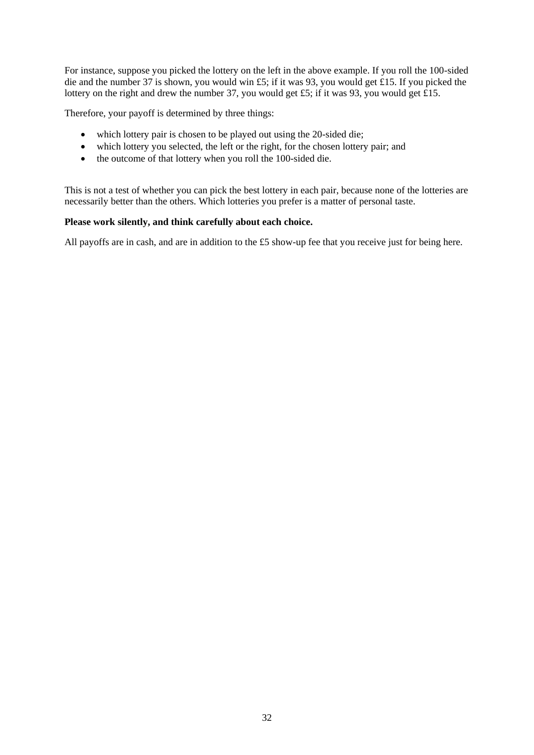For instance, suppose you picked the lottery on the left in the above example. If you roll the 100-sided die and the number 37 is shown, you would win £5; if it was 93, you would get £15. If you picked the lottery on the right and drew the number 37, you would get £5; if it was 93, you would get £15.

Therefore, your payoff is determined by three things:

- which lottery pair is chosen to be played out using the 20-sided die;
- which lottery you selected, the left or the right, for the chosen lottery pair; and
- the outcome of that lottery when you roll the 100-sided die.

This is not a test of whether you can pick the best lottery in each pair, because none of the lotteries are necessarily better than the others. Which lotteries you prefer is a matter of personal taste.

**Please work silently, and think carefully about each choice.**

All payoffs are in cash, and are in addition to the £5 show-up fee that you receive just for being here.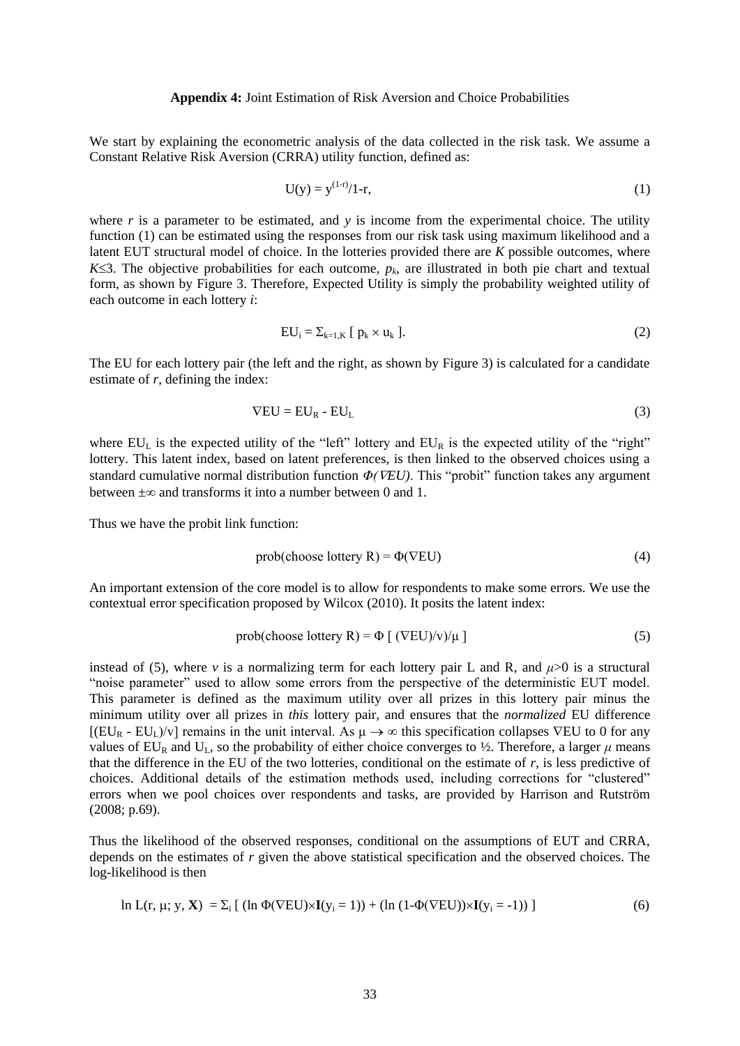**Appendix 4:** Joint Estimation of Risk Aversion and Choice Probabilities

We start by explaining the econometric analysis of the data collected in the risk task. We assume a Constant Relative Risk Aversion (CRRA) utility function, defined as:

$$U(y) = y^{(1-r)}/1\text{-}r, \tag{1}$$

where *r* is a parameter to be estimated, and *y* is income from the experimental choice. The utility function (1) can be estimated using the responses from our risk task using maximum likelihood and a latent EUT structural model of choice. In the lotteries provided there are *K* possible outcomes, where $K \leq 3$. The objective probabilities for each outcome, $p_k$, are illustrated in both pie chart and textual form, as shown by Figure 3. Therefore, Expected Utility is simply the probability weighted utility of each outcome in each lottery *i*:

$$EU_i = \Sigma_{k=1,K} [\ p_k \times u_k\ ]. \tag{2}$$

The EU for each lottery pair (the left and the right, as shown by Figure 3) is calculated for a candidate estimate of *r*, defining the index:

$$\nabla EU = EU_R - EU_L \tag{3}$$

where $EU_L$ is the expected utility of the "left" lottery and $EU_R$ is the expected utility of the "right" lottery. This latent index, based on latent preferences, is then linked to the observed choices using a standard cumulative normal distribution function $\Phi(\nabla EU)$. This "probit" function takes any argument between $\pm\infty$ and transforms it into a number between 0 and 1.

Thus we have the probit link function:

$$\text{prob(choose lottery R)} = \Phi(\nabla EU) \tag{4}$$

An important extension of the core model is to allow for respondents to make some errors. We use the contextual error specification proposed by Wilcox (2010). It posits the latent index:

$$\text{prob(choose lottery R)} = \Phi\ [\ (\nabla EU)/v)/\mu\ ] \tag{5}$$

instead of (5), where *v* is a normalizing term for each lottery pair L and R, and $\mu>0$ is a structural "noise parameter" used to allow some errors from the perspective of the deterministic EUT model. This parameter is defined as the maximum utility over all prizes in this lottery pair minus the minimum utility over all prizes in *this* lottery pair, and ensures that the *normalized* EU difference $[(EU_R - EU_L)/v]$ remains in the unit interval. As $\mu \rightarrow \infty$ this specification collapses $\nabla EU$ to 0 for any values of $EU_R$ and $U_L$, so the probability of either choice converges to ½. Therefore, a larger $\mu$ means that the difference in the EU of the two lotteries, conditional on the estimate of *r*, is less predictive of choices. Additional details of the estimation methods used, including corrections for "clustered" errors when we pool choices over respondents and tasks, are provided by Harrison and Rutström (2008; p.69).

Thus the likelihood of the observed responses, conditional on the assumptions of EUT and CRRA, depends on the estimates of *r* given the above statistical specification and the observed choices. The log-likelihood is then

$$\ln L(r, \mu; y, \mathbf{X}) = \Sigma_i [\ (\ln \Phi(\nabla EU)\times\mathbf{I}(y_i = 1)) + (\ln (1\text{-}\Phi(\nabla EU))\times\mathbf{I}(y_i = -1))\ ] \tag{6}$$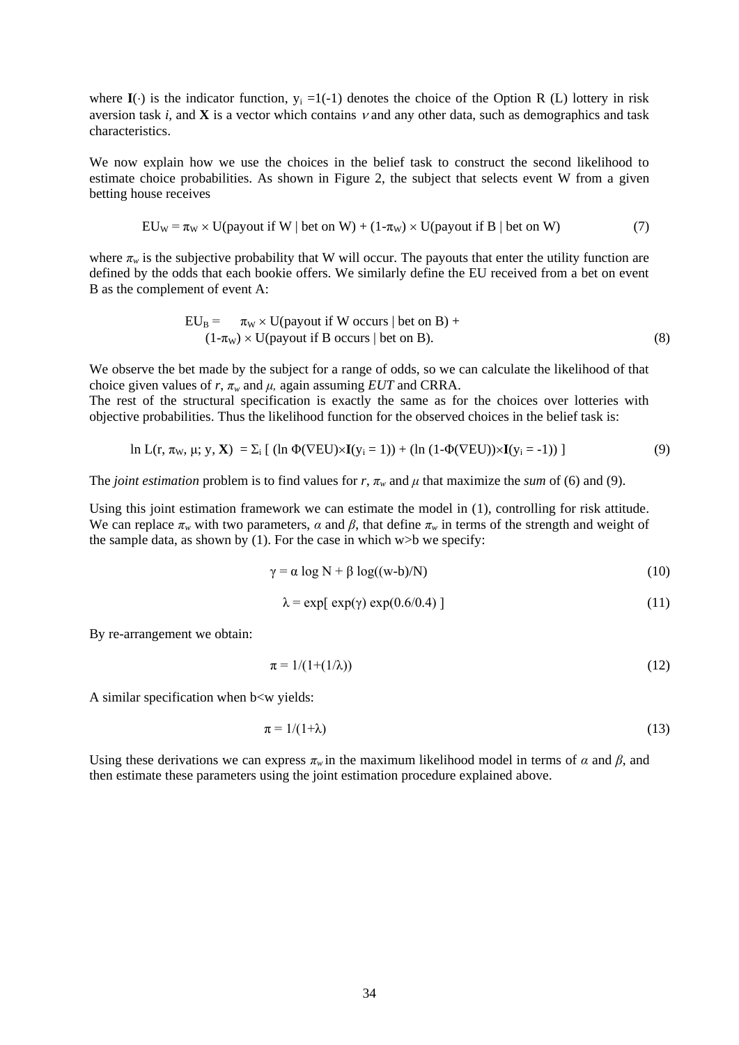where $\mathbf{I}(\cdot)$ is the indicator function, $y_i = 1(-1)$ denotes the choice of the Option R (L) lottery in risk aversion task $i$, and $\mathbf{X}$ is a vector which contains $\nu$ and any other data, such as demographics and task characteristics.

We now explain how we use the choices in the belief task to construct the second likelihood to estimate choice probabilities. As shown in Figure 2, the subject that selects event W from a given betting house receives

$$EU_W = \pi_W \times U(\text{payout if W} \mid \text{bet on W}) + (1-\pi_W) \times U(\text{payout if B} \mid \text{bet on W}) \tag{7}$$

where $\pi_w$ is the subjective probability that W will occur. The payouts that enter the utility function are defined by the odds that each bookie offers. We similarly define the EU received from a bet on event B as the complement of event A:

$$\begin{aligned} EU_B = \quad & \pi_W \times U(\text{payout if W occurs} \mid \text{bet on B}) + \\ & (1-\pi_W) \times U(\text{payout if B occurs} \mid \text{bet on B}). \end{aligned} \tag{8}$$

We observe the bet made by the subject for a range of odds, so we can calculate the likelihood of that choice given values of $r$, $\pi_w$ and $\mu$, again assuming *EUT* and CRRA.
The rest of the structural specification is exactly the same as for the choices over lotteries with objective probabilities. Thus the likelihood function for the observed choices in the belief task is:

$$\ln L(r, \pi_W, \mu; y, \mathbf{X}) = \Sigma_i \left[ (\ln \Phi(\nabla EU) \times \mathbf{I}(y_i = 1)) + (\ln (1-\Phi(\nabla EU)) \times \mathbf{I}(y_i = -1)) \right] \tag{9}$$

The *joint estimation* problem is to find values for $r$, $\pi_w$ and $\mu$ that maximize the *sum* of (6) and (9).

Using this joint estimation framework we can estimate the model in (1), controlling for risk attitude. We can replace $\pi_w$ with two parameters, $\alpha$ and $\beta$, that define $\pi_w$ in terms of the strength and weight of the sample data, as shown by (1). For the case in which w>b we specify:

$$\gamma = \alpha \log N + \beta \log((w-b)/N) \tag{10}$$

$$\lambda = \exp[\, \exp(\gamma) \exp(0.6/0.4) \,] \tag{11}$$

By re-arrangement we obtain:

$$\pi = 1/(1+(1/\lambda)) \tag{12}$$

A similar specification when b<w yields:

$$\pi = 1/(1+\lambda) \tag{13}$$

Using these derivations we can express $\pi_w$ in the maximum likelihood model in terms of $\alpha$ and $\beta$, and then estimate these parameters using the joint estimation procedure explained above.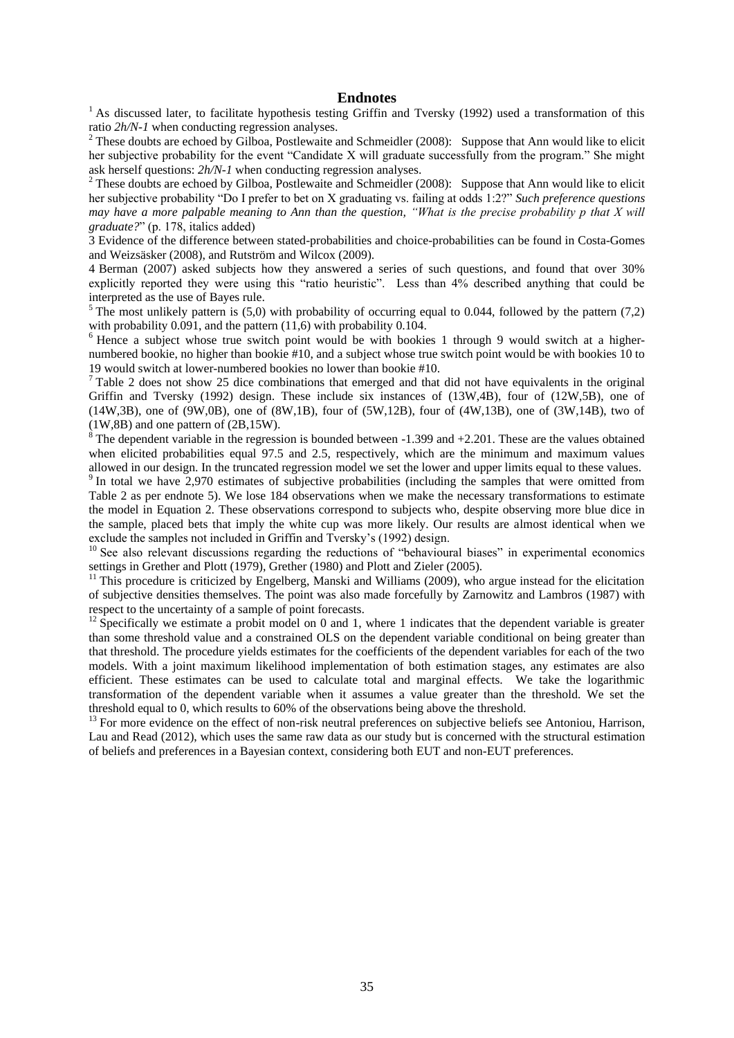## Endnotes

[1] As discussed later, to facilitate hypothesis testing Griffin and Tversky (1992) used a transformation of this ratio *2h/N-1* when conducting regression analyses.

[2] These doubts are echoed by Gilboa, Postlewaite and Schmeidler (2008): Suppose that Ann would like to elicit her subjective probability for the event "Candidate X will graduate successfully from the program." She might ask herself questions: *2h/N-1* when conducting regression analyses.

[2] These doubts are echoed by Gilboa, Postlewaite and Schmeidler (2008): Suppose that Ann would like to elicit her subjective probability "Do I prefer to bet on X graduating vs. failing at odds 1:2?" *Such preference questions may have a more palpable meaning to Ann than the question, "What is the precise probability p that X will graduate?*" (p. 178, italics added)

3 Evidence of the difference between stated-probabilities and choice-probabilities can be found in Costa-Gomes and Weizsäsker (2008), and Rutström and Wilcox (2009).

4 Berman (2007) asked subjects how they answered a series of such questions, and found that over 30% explicitly reported they were using this "ratio heuristic". Less than 4% described anything that could be interpreted as the use of Bayes rule.

[5] The most unlikely pattern is (5,0) with probability of occurring equal to 0.044, followed by the pattern (7,2) with probability 0.091, and the pattern (11,6) with probability 0.104.

[6] Hence a subject whose true switch point would be with bookies 1 through 9 would switch at a higher-numbered bookie, no higher than bookie #10, and a subject whose true switch point would be with bookies 10 to 19 would switch at lower-numbered bookies no lower than bookie #10.

[7] Table 2 does not show 25 dice combinations that emerged and that did not have equivalents in the original Griffin and Tversky (1992) design. These include six instances of (13W,4B), four of (12W,5B), one of (14W,3B), one of (9W,0B), one of (8W,1B), four of (5W,12B), four of (4W,13B), one of (3W,14B), two of (1W,8B) and one pattern of (2B,15W).

[8] The dependent variable in the regression is bounded between -1.399 and +2.201. These are the values obtained when elicited probabilities equal 97.5 and 2.5, respectively, which are the minimum and maximum values allowed in our design. In the truncated regression model we set the lower and upper limits equal to these values.

[9] In total we have 2,970 estimates of subjective probabilities (including the samples that were omitted from Table 2 as per endnote 5). We lose 184 observations when we make the necessary transformations to estimate the model in Equation 2. These observations correspond to subjects who, despite observing more blue dice in the sample, placed bets that imply the white cup was more likely. Our results are almost identical when we exclude the samples not included in Griffin and Tversky's (1992) design.

[10] See also relevant discussions regarding the reductions of "behavioural biases" in experimental economics settings in Grether and Plott (1979), Grether (1980) and Plott and Zieler (2005).

[11] This procedure is criticized by Engelberg, Manski and Williams (2009), who argue instead for the elicitation of subjective densities themselves. The point was also made forcefully by Zarnowitz and Lambros (1987) with respect to the uncertainty of a sample of point forecasts.

[12] Specifically we estimate a probit model on 0 and 1, where 1 indicates that the dependent variable is greater than some threshold value and a constrained OLS on the dependent variable conditional on being greater than that threshold. The procedure yields estimates for the coefficients of the dependent variables for each of the two models. With a joint maximum likelihood implementation of both estimation stages, any estimates are also efficient. These estimates can be used to calculate total and marginal effects. We take the logarithmic transformation of the dependent variable when it assumes a value greater than the threshold. We set the threshold equal to 0, which results to 60% of the observations being above the threshold.

[13] For more evidence on the effect of non-risk neutral preferences on subjective beliefs see Antoniou, Harrison, Lau and Read (2012), which uses the same raw data as our study but is concerned with the structural estimation of beliefs and preferences in a Bayesian context, considering both EUT and non-EUT preferences.